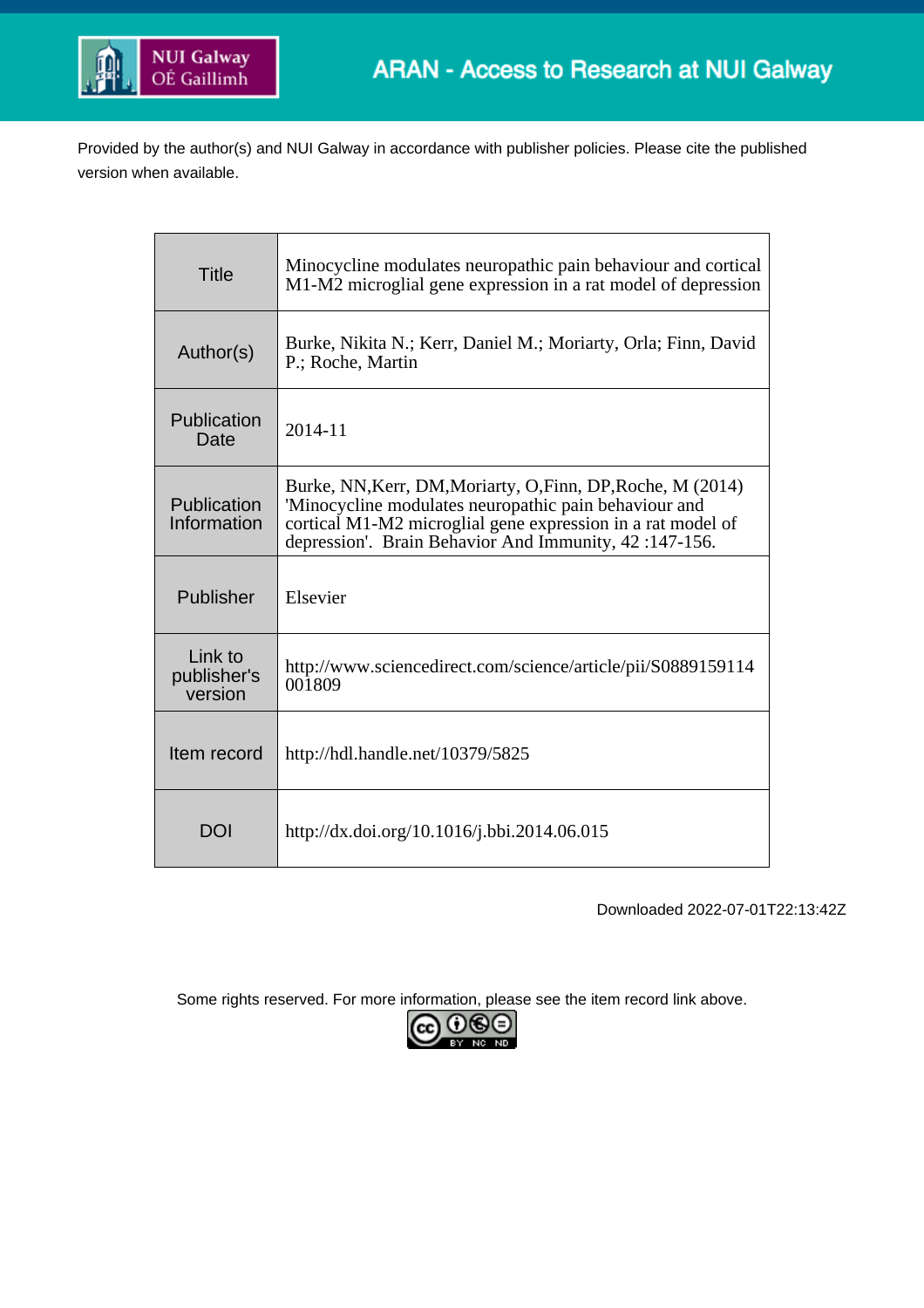Provided by the author(s) and NUI Galway in accordance with publisher policies. Please cite the published version when available.

| | |
|---|---|
| Title | Minocycline modulates neuropathic pain behaviour and cortical M1-M2 microglial gene expression in a rat model of depression |
| Author(s) | Burke, Nikita N.; Kerr, Daniel M.; Moriarty, Orla; Finn, David P.; Roche, Martin |
| Publication Date | 2014-11 |
| Publication Information | Burke, NN,Kerr, DM,Moriarty, O,Finn, DP,Roche, M (2014) 'Minocycline modulates neuropathic pain behaviour and cortical M1-M2 microglial gene expression in a rat model of depression'. Brain Behavior And Immunity, 42 :147-156. |
| Publisher | Elsevier |
| Link to publisher's version | http://www.sciencedirect.com/science/article/pii/S0889159114001809 |
| Item record | http://hdl.handle.net/10379/5825 |
| DOI | http://dx.doi.org/10.1016/j.bbi.2014.06.015 |

Downloaded 2022-07-01T22:13:42Z

Some rights reserved. For more information, please see the item record link above.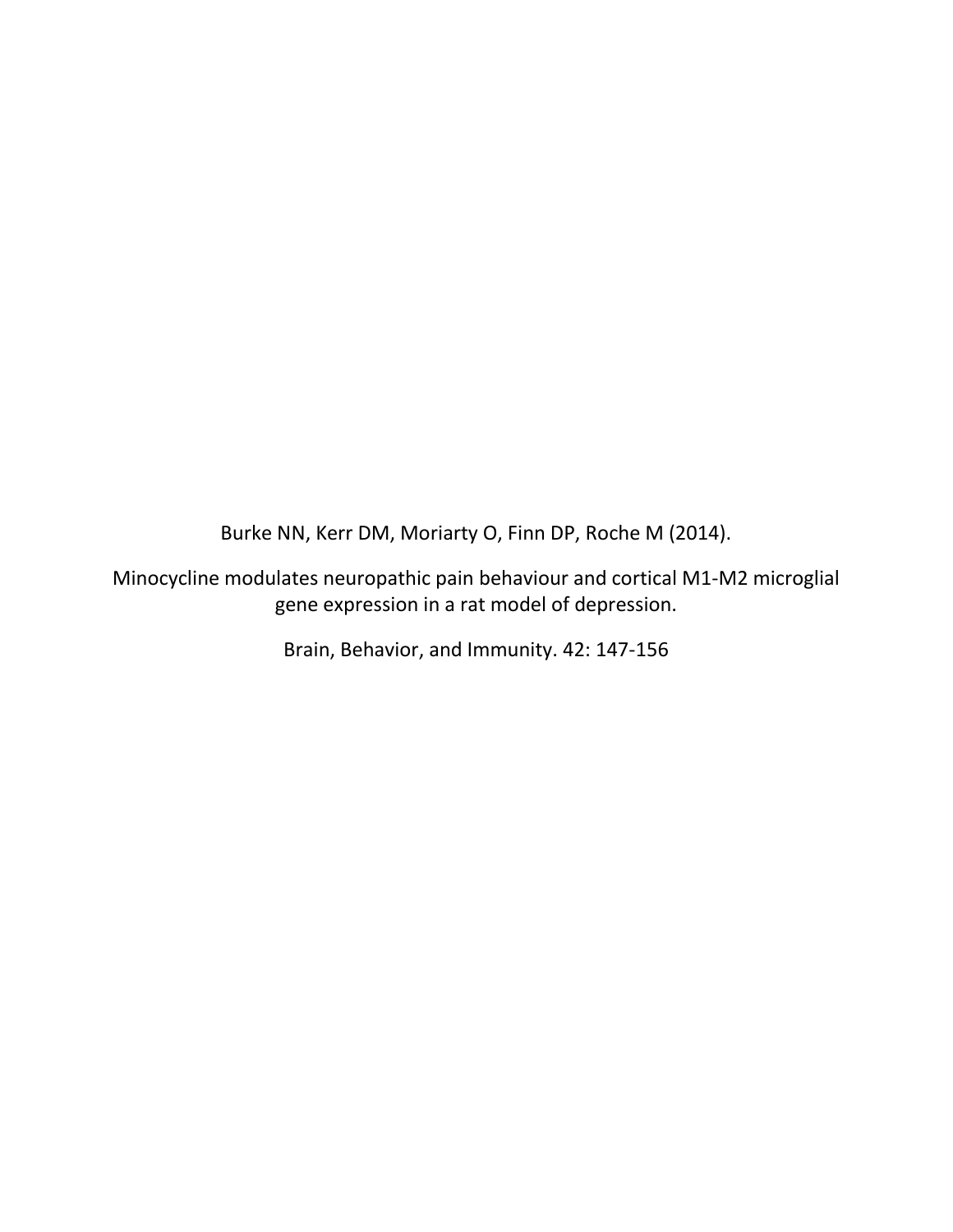Burke NN, Kerr DM, Moriarty O, Finn DP, Roche M (2014).

Minocycline modulates neuropathic pain behaviour and cortical M1-M2 microglial gene expression in a rat model of depression.

Brain, Behavior, and Immunity. 42: 147-156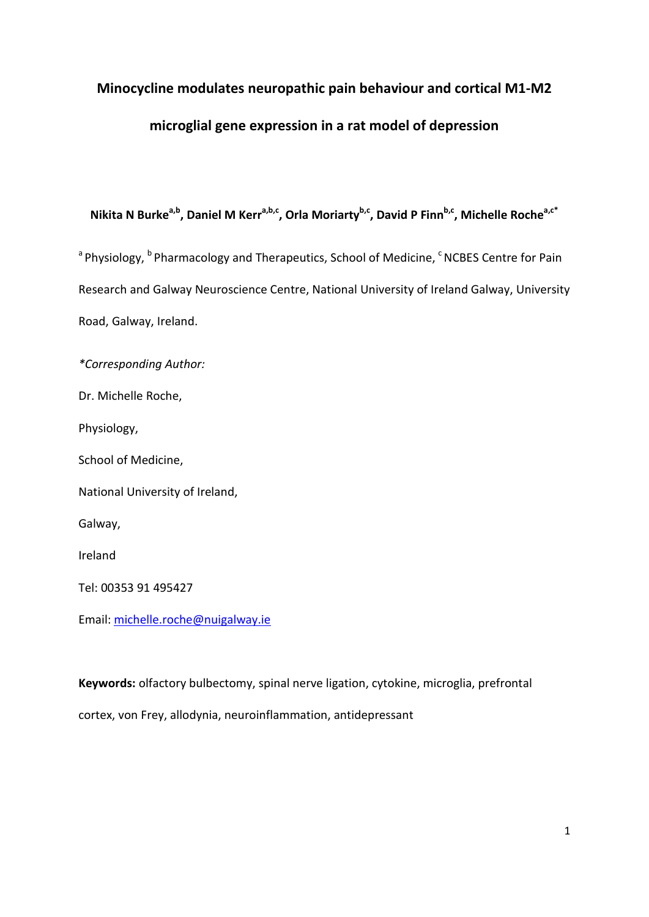# Minocycline modulates neuropathic pain behaviour and cortical M1-M2 microglial gene expression in a rat model of depression

**Nikita N Burke[a,b], Daniel M Kerr[a,b,c], Orla Moriarty[b,c], David P Finn[b,c], Michelle Roche[a,c*]**

[a] Physiology, [b] Pharmacology and Therapeutics, School of Medicine, [c] NCBES Centre for Pain Research and Galway Neuroscience Centre, National University of Ireland Galway, University Road, Galway, Ireland.

*\*Corresponding Author:*

Dr. Michelle Roche,

Physiology,

School of Medicine,

National University of Ireland,

Galway,

Ireland

Tel: 00353 91 495427

Email: michelle.roche@nuigalway.ie

**Keywords:** olfactory bulbectomy, spinal nerve ligation, cytokine, microglia, prefrontal cortex, von Frey, allodynia, neuroinflammation, antidepressant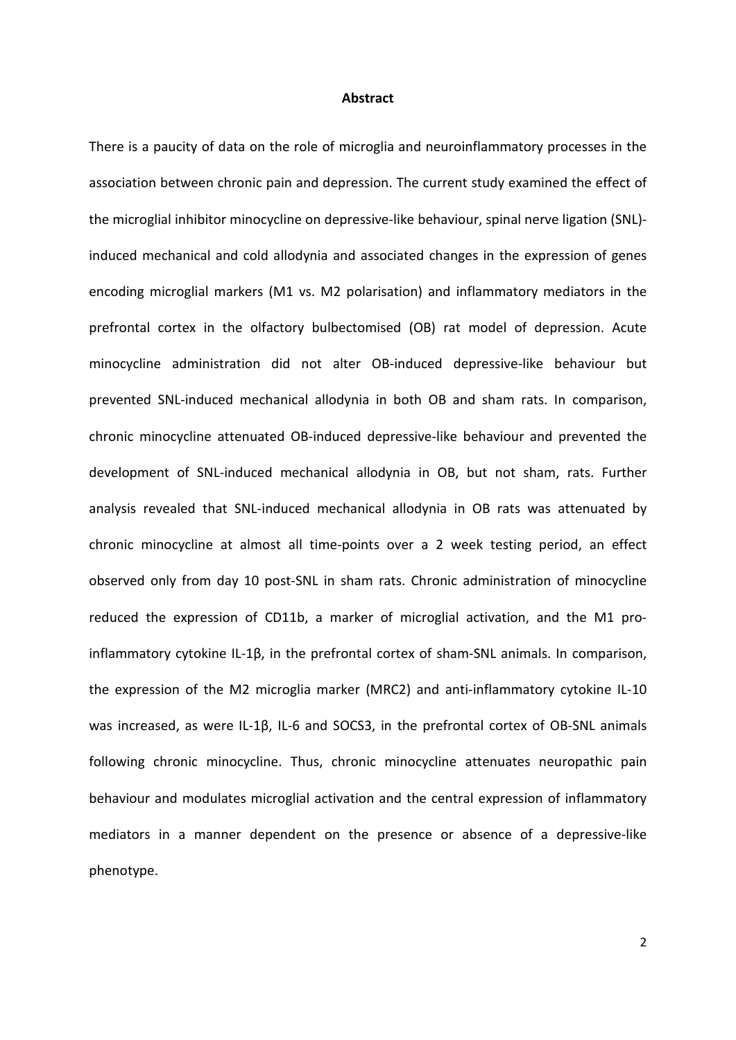**Abstract**

There is a paucity of data on the role of microglia and neuroinflammatory processes in the association between chronic pain and depression. The current study examined the effect of the microglial inhibitor minocycline on depressive-like behaviour, spinal nerve ligation (SNL)-induced mechanical and cold allodynia and associated changes in the expression of genes encoding microglial markers (M1 vs. M2 polarisation) and inflammatory mediators in the prefrontal cortex in the olfactory bulbectomised (OB) rat model of depression. Acute minocycline administration did not alter OB-induced depressive-like behaviour but prevented SNL-induced mechanical allodynia in both OB and sham rats. In comparison, chronic minocycline attenuated OB-induced depressive-like behaviour and prevented the development of SNL-induced mechanical allodynia in OB, but not sham, rats. Further analysis revealed that SNL-induced mechanical allodynia in OB rats was attenuated by chronic minocycline at almost all time-points over a 2 week testing period, an effect observed only from day 10 post-SNL in sham rats. Chronic administration of minocycline reduced the expression of CD11b, a marker of microglial activation, and the M1 pro-inflammatory cytokine IL-1β, in the prefrontal cortex of sham-SNL animals. In comparison, the expression of the M2 microglia marker (MRC2) and anti-inflammatory cytokine IL-10 was increased, as were IL-1β, IL-6 and SOCS3, in the prefrontal cortex of OB-SNL animals following chronic minocycline. Thus, chronic minocycline attenuates neuropathic pain behaviour and modulates microglial activation and the central expression of inflammatory mediators in a manner dependent on the presence or absence of a depressive-like phenotype.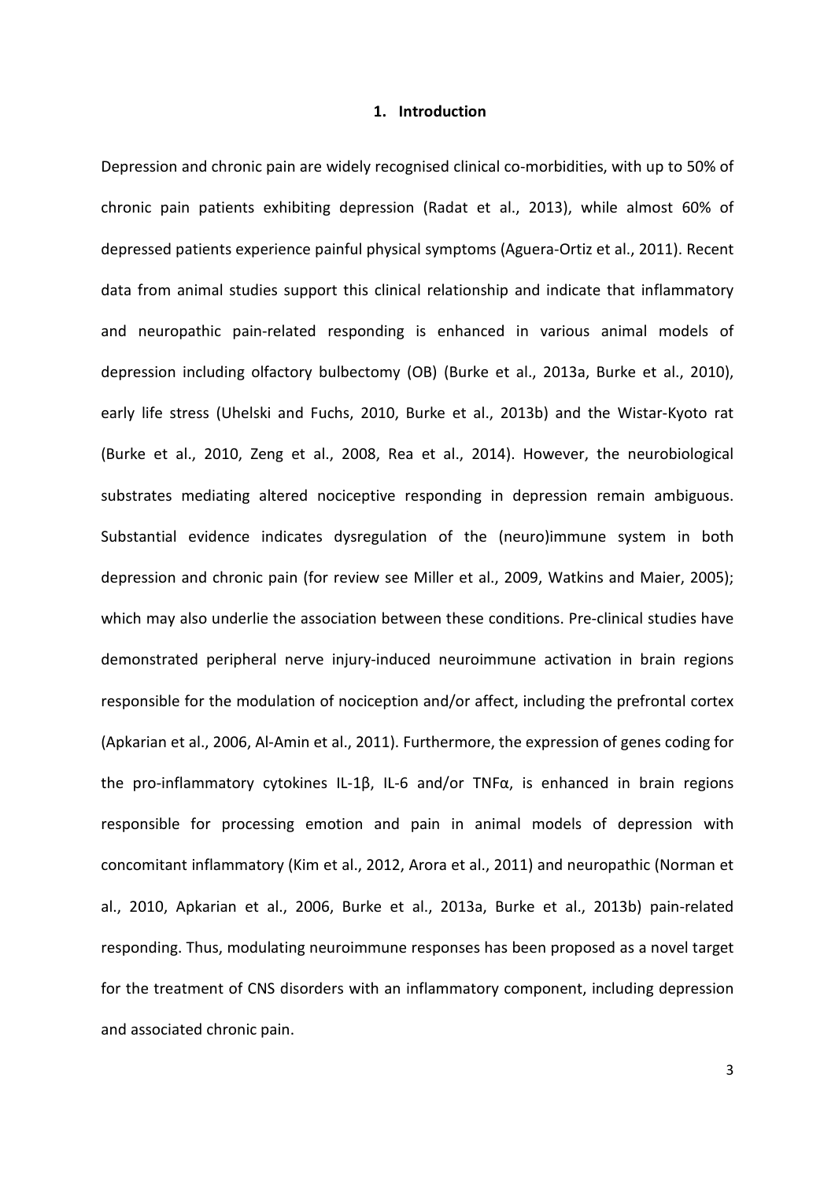## 1. Introduction

Depression and chronic pain are widely recognised clinical co-morbidities, with up to 50% of chronic pain patients exhibiting depression (Radat et al., 2013), while almost 60% of depressed patients experience painful physical symptoms (Aguera-Ortiz et al., 2011). Recent data from animal studies support this clinical relationship and indicate that inflammatory and neuropathic pain-related responding is enhanced in various animal models of depression including olfactory bulbectomy (OB) (Burke et al., 2013a, Burke et al., 2010), early life stress (Uhelski and Fuchs, 2010, Burke et al., 2013b) and the Wistar-Kyoto rat (Burke et al., 2010, Zeng et al., 2008, Rea et al., 2014). However, the neurobiological substrates mediating altered nociceptive responding in depression remain ambiguous. Substantial evidence indicates dysregulation of the (neuro)immune system in both depression and chronic pain (for review see Miller et al., 2009, Watkins and Maier, 2005); which may also underlie the association between these conditions. Pre-clinical studies have demonstrated peripheral nerve injury-induced neuroimmune activation in brain regions responsible for the modulation of nociception and/or affect, including the prefrontal cortex (Apkarian et al., 2006, Al-Amin et al., 2011). Furthermore, the expression of genes coding for the pro-inflammatory cytokines IL-1β, IL-6 and/or TNFα, is enhanced in brain regions responsible for processing emotion and pain in animal models of depression with concomitant inflammatory (Kim et al., 2012, Arora et al., 2011) and neuropathic (Norman et al., 2010, Apkarian et al., 2006, Burke et al., 2013a, Burke et al., 2013b) pain-related responding. Thus, modulating neuroimmune responses has been proposed as a novel target for the treatment of CNS disorders with an inflammatory component, including depression and associated chronic pain.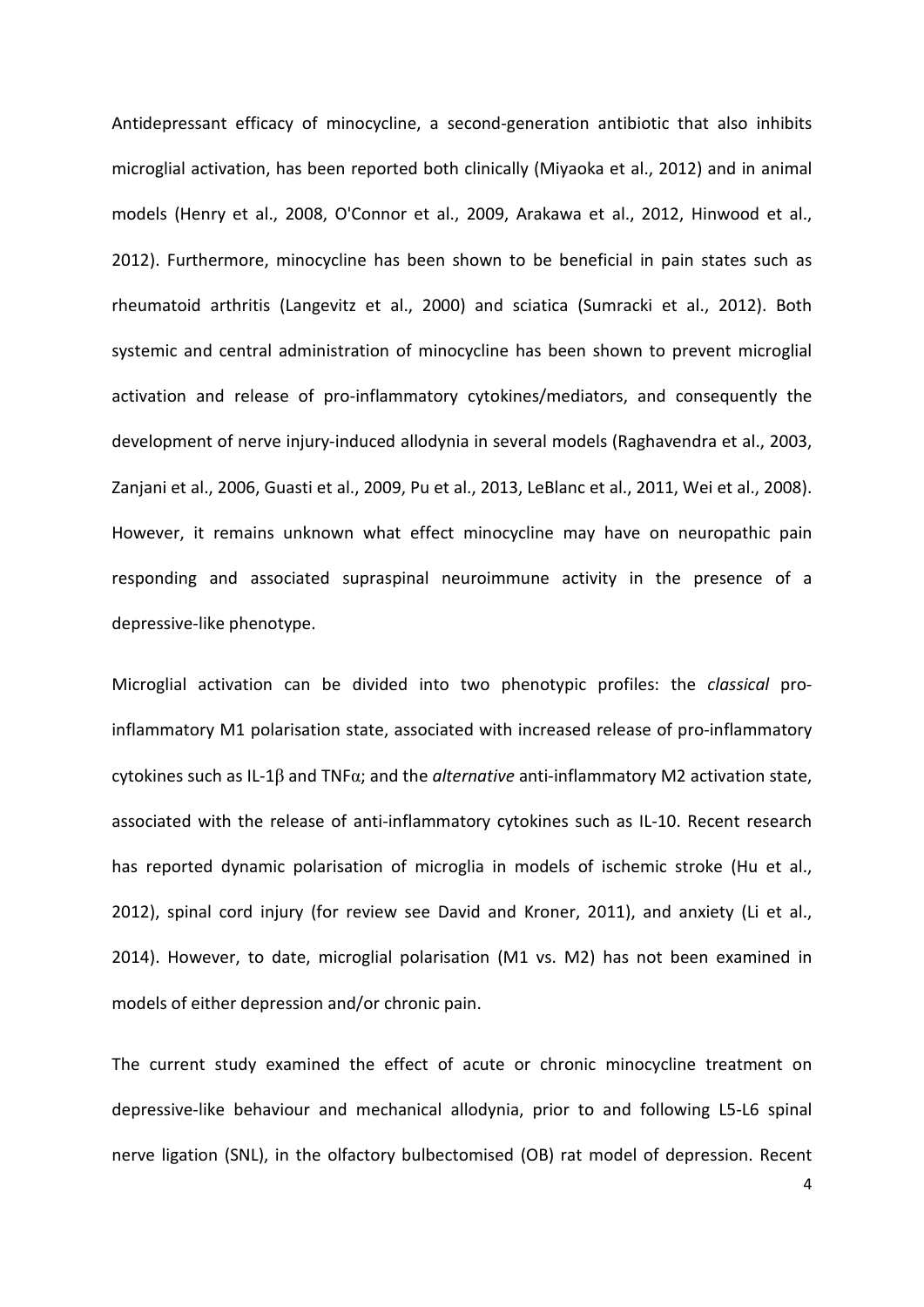Antidepressant efficacy of minocycline, a second-generation antibiotic that also inhibits microglial activation, has been reported both clinically (Miyaoka et al., 2012) and in animal models (Henry et al., 2008, O'Connor et al., 2009, Arakawa et al., 2012, Hinwood et al., 2012). Furthermore, minocycline has been shown to be beneficial in pain states such as rheumatoid arthritis (Langevitz et al., 2000) and sciatica (Sumracki et al., 2012). Both systemic and central administration of minocycline has been shown to prevent microglial activation and release of pro-inflammatory cytokines/mediators, and consequently the development of nerve injury-induced allodynia in several models (Raghavendra et al., 2003, Zanjani et al., 2006, Guasti et al., 2009, Pu et al., 2013, LeBlanc et al., 2011, Wei et al., 2008). However, it remains unknown what effect minocycline may have on neuropathic pain responding and associated supraspinal neuroimmune activity in the presence of a depressive-like phenotype.

Microglial activation can be divided into two phenotypic profiles: the *classical* pro-inflammatory M1 polarisation state, associated with increased release of pro-inflammatory cytokines such as IL-1$\beta$ and TNF$\alpha$; and the *alternative* anti-inflammatory M2 activation state, associated with the release of anti-inflammatory cytokines such as IL-10. Recent research has reported dynamic polarisation of microglia in models of ischemic stroke (Hu et al., 2012), spinal cord injury (for review see David and Kroner, 2011), and anxiety (Li et al., 2014). However, to date, microglial polarisation (M1 vs. M2) has not been examined in models of either depression and/or chronic pain.

The current study examined the effect of acute or chronic minocycline treatment on depressive-like behaviour and mechanical allodynia, prior to and following L5-L6 spinal nerve ligation (SNL), in the olfactory bulbectomised (OB) rat model of depression. Recent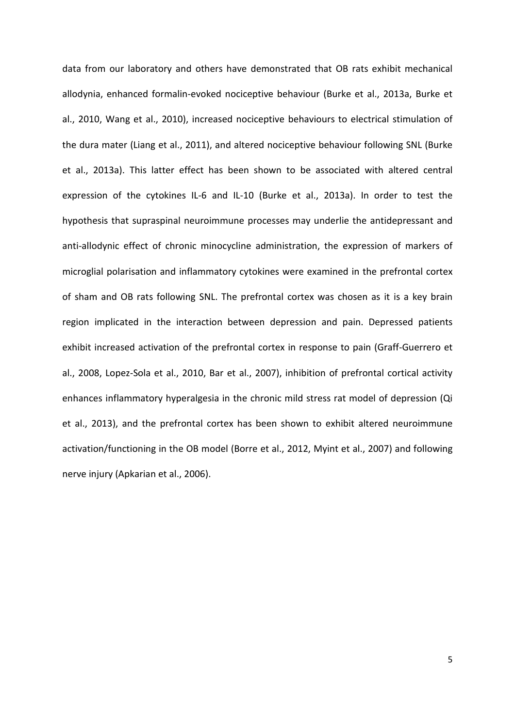data from our laboratory and others have demonstrated that OB rats exhibit mechanical allodynia, enhanced formalin-evoked nociceptive behaviour (Burke et al., 2013a, Burke et al., 2010, Wang et al., 2010), increased nociceptive behaviours to electrical stimulation of the dura mater (Liang et al., 2011), and altered nociceptive behaviour following SNL (Burke et al., 2013a). This latter effect has been shown to be associated with altered central expression of the cytokines IL-6 and IL-10 (Burke et al., 2013a). In order to test the hypothesis that supraspinal neuroimmune processes may underlie the antidepressant and anti-allodynic effect of chronic minocycline administration, the expression of markers of microglial polarisation and inflammatory cytokines were examined in the prefrontal cortex of sham and OB rats following SNL. The prefrontal cortex was chosen as it is a key brain region implicated in the interaction between depression and pain. Depressed patients exhibit increased activation of the prefrontal cortex in response to pain (Graff-Guerrero et al., 2008, Lopez-Sola et al., 2010, Bar et al., 2007), inhibition of prefrontal cortical activity enhances inflammatory hyperalgesia in the chronic mild stress rat model of depression (Qi et al., 2013), and the prefrontal cortex has been shown to exhibit altered neuroimmune activation/functioning in the OB model (Borre et al., 2012, Myint et al., 2007) and following nerve injury (Apkarian et al., 2006).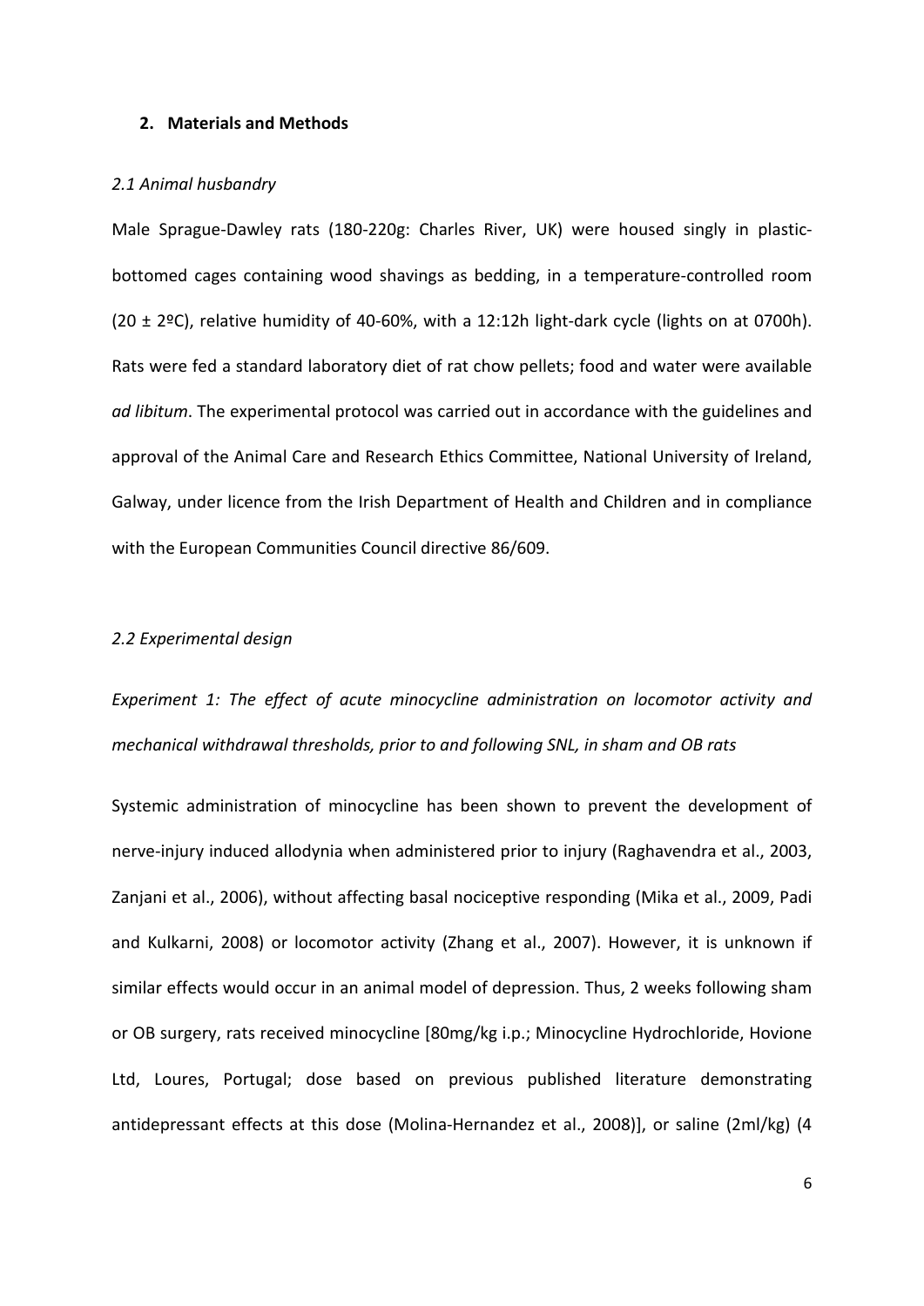## 2. Materials and Methods

### *2.1 Animal husbandry*

Male Sprague-Dawley rats (180-220g: Charles River, UK) were housed singly in plastic-bottomed cages containing wood shavings as bedding, in a temperature-controlled room (20 ± 2ºC), relative humidity of 40-60%, with a 12:12h light-dark cycle (lights on at 0700h). Rats were fed a standard laboratory diet of rat chow pellets; food and water were available *ad libitum*. The experimental protocol was carried out in accordance with the guidelines and approval of the Animal Care and Research Ethics Committee, National University of Ireland, Galway, under licence from the Irish Department of Health and Children and in compliance with the European Communities Council directive 86/609.

### *2.2 Experimental design*

*Experiment 1: The effect of acute minocycline administration on locomotor activity and mechanical withdrawal thresholds, prior to and following SNL, in sham and OB rats*

Systemic administration of minocycline has been shown to prevent the development of nerve-injury induced allodynia when administered prior to injury (Raghavendra et al., 2003, Zanjani et al., 2006), without affecting basal nociceptive responding (Mika et al., 2009, Padi and Kulkarni, 2008) or locomotor activity (Zhang et al., 2007). However, it is unknown if similar effects would occur in an animal model of depression. Thus, 2 weeks following sham or OB surgery, rats received minocycline [80mg/kg i.p.; Minocycline Hydrochloride, Hovione Ltd, Loures, Portugal; dose based on previous published literature demonstrating antidepressant effects at this dose (Molina-Hernandez et al., 2008)], or saline (2ml/kg) (4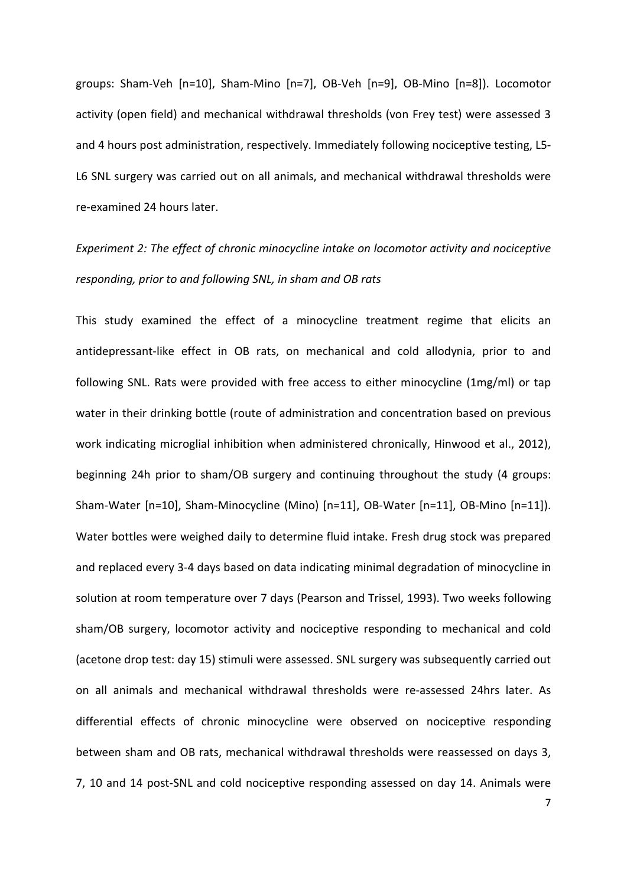groups: Sham-Veh [n=10], Sham-Mino [n=7], OB-Veh [n=9], OB-Mino [n=8]). Locomotor activity (open field) and mechanical withdrawal thresholds (von Frey test) were assessed 3 and 4 hours post administration, respectively. Immediately following nociceptive testing, L5-L6 SNL surgery was carried out on all animals, and mechanical withdrawal thresholds were re-examined 24 hours later.

*Experiment 2: The effect of chronic minocycline intake on locomotor activity and nociceptive responding, prior to and following SNL, in sham and OB rats*

This study examined the effect of a minocycline treatment regime that elicits an antidepressant-like effect in OB rats, on mechanical and cold allodynia, prior to and following SNL. Rats were provided with free access to either minocycline (1mg/ml) or tap water in their drinking bottle (route of administration and concentration based on previous work indicating microglial inhibition when administered chronically, Hinwood et al., 2012), beginning 24h prior to sham/OB surgery and continuing throughout the study (4 groups: Sham-Water [n=10], Sham-Minocycline (Mino) [n=11], OB-Water [n=11], OB-Mino [n=11]). Water bottles were weighed daily to determine fluid intake. Fresh drug stock was prepared and replaced every 3-4 days based on data indicating minimal degradation of minocycline in solution at room temperature over 7 days (Pearson and Trissel, 1993). Two weeks following sham/OB surgery, locomotor activity and nociceptive responding to mechanical and cold (acetone drop test: day 15) stimuli were assessed. SNL surgery was subsequently carried out on all animals and mechanical withdrawal thresholds were re-assessed 24hrs later. As differential effects of chronic minocycline were observed on nociceptive responding between sham and OB rats, mechanical withdrawal thresholds were reassessed on days 3, 7, 10 and 14 post-SNL and cold nociceptive responding assessed on day 14. Animals were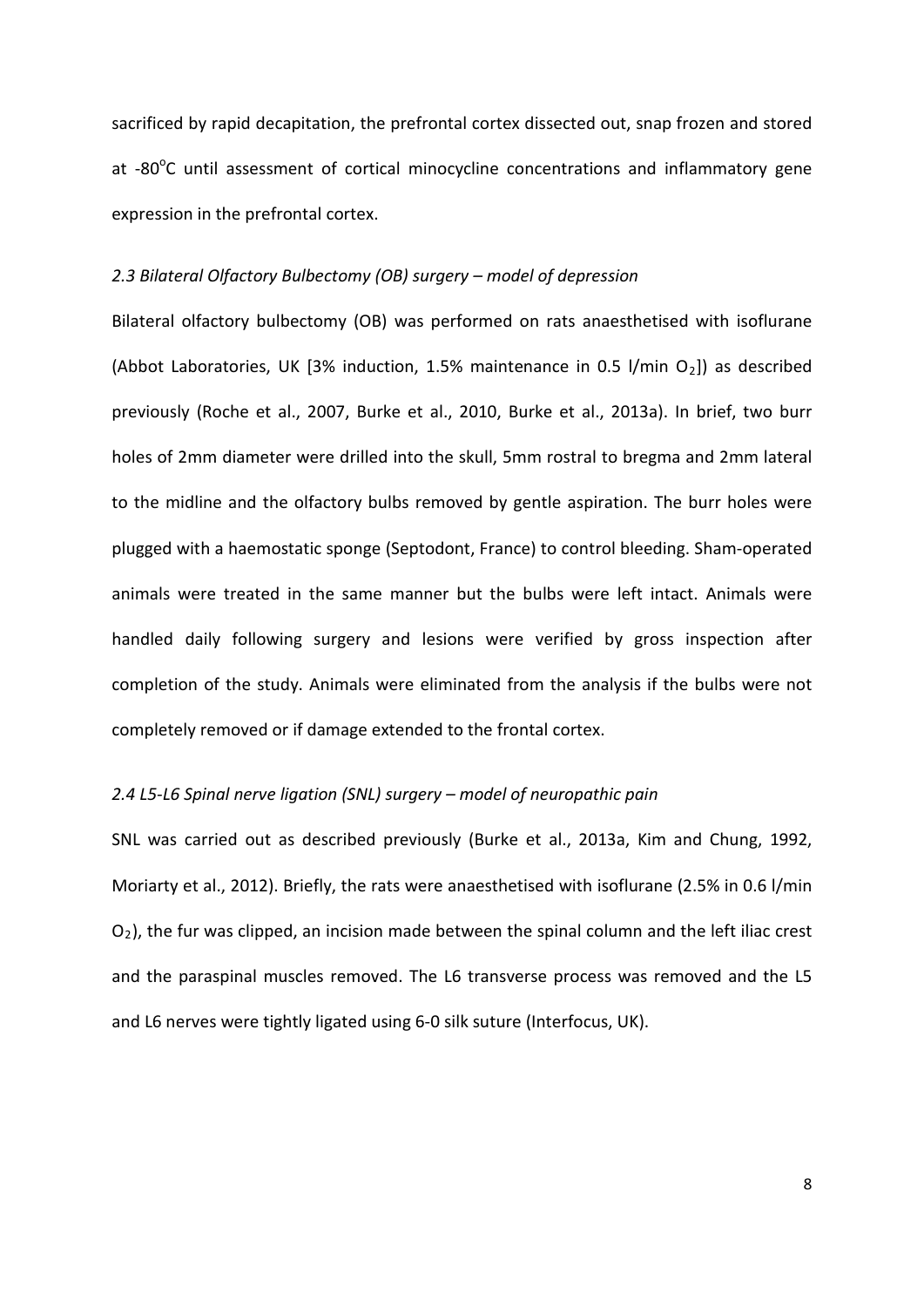sacrificed by rapid decapitation, the prefrontal cortex dissected out, snap frozen and stored at -80°C until assessment of cortical minocycline concentrations and inflammatory gene expression in the prefrontal cortex.

### *2.3 Bilateral Olfactory Bulbectomy (OB) surgery – model of depression*

Bilateral olfactory bulbectomy (OB) was performed on rats anaesthetised with isoflurane (Abbot Laboratories, UK [3% induction, 1.5% maintenance in 0.5 l/min $O_2$]) as described previously (Roche et al., 2007, Burke et al., 2010, Burke et al., 2013a). In brief, two burr holes of 2mm diameter were drilled into the skull, 5mm rostral to bregma and 2mm lateral to the midline and the olfactory bulbs removed by gentle aspiration. The burr holes were plugged with a haemostatic sponge (Septodont, France) to control bleeding. Sham-operated animals were treated in the same manner but the bulbs were left intact. Animals were handled daily following surgery and lesions were verified by gross inspection after completion of the study. Animals were eliminated from the analysis if the bulbs were not completely removed or if damage extended to the frontal cortex.

### *2.4 L5-L6 Spinal nerve ligation (SNL) surgery – model of neuropathic pain*

SNL was carried out as described previously (Burke et al., 2013a, Kim and Chung, 1992, Moriarty et al., 2012). Briefly, the rats were anaesthetised with isoflurane (2.5% in 0.6 l/min $O_2$), the fur was clipped, an incision made between the spinal column and the left iliac crest and the paraspinal muscles removed. The L6 transverse process was removed and the L5 and L6 nerves were tightly ligated using 6-0 silk suture (Interfocus, UK).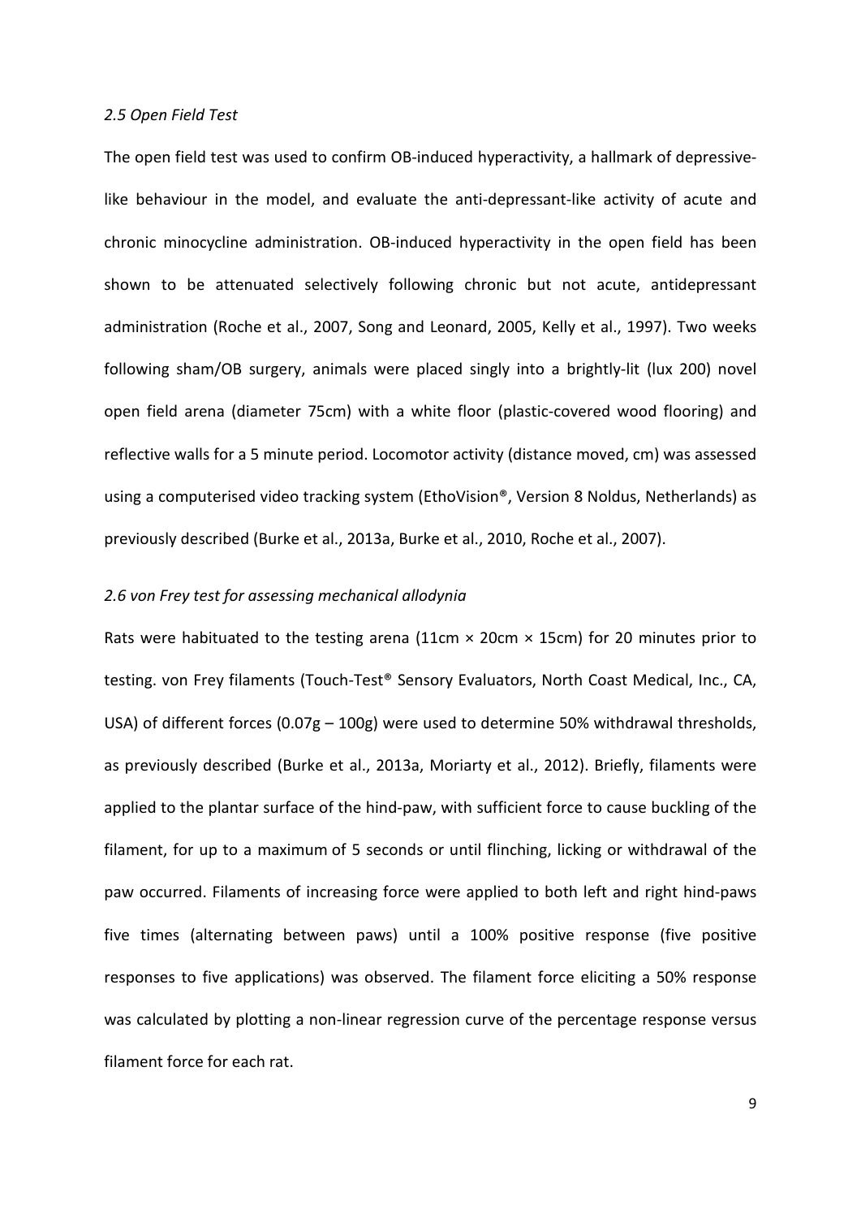*2.5 Open Field Test*

The open field test was used to confirm OB-induced hyperactivity, a hallmark of depressive-like behaviour in the model, and evaluate the anti-depressant-like activity of acute and chronic minocycline administration. OB-induced hyperactivity in the open field has been shown to be attenuated selectively following chronic but not acute, antidepressant administration (Roche et al., 2007, Song and Leonard, 2005, Kelly et al., 1997). Two weeks following sham/OB surgery, animals were placed singly into a brightly-lit (lux 200) novel open field arena (diameter 75cm) with a white floor (plastic-covered wood flooring) and reflective walls for a 5 minute period. Locomotor activity (distance moved, cm) was assessed using a computerised video tracking system (EthoVision®, Version 8 Noldus, Netherlands) as previously described (Burke et al., 2013a, Burke et al., 2010, Roche et al., 2007).

*2.6 von Frey test for assessing mechanical allodynia*

Rats were habituated to the testing arena (11cm × 20cm × 15cm) for 20 minutes prior to testing. von Frey filaments (Touch-Test® Sensory Evaluators, North Coast Medical, Inc., CA, USA) of different forces (0.07g – 100g) were used to determine 50% withdrawal thresholds, as previously described (Burke et al., 2013a, Moriarty et al., 2012). Briefly, filaments were applied to the plantar surface of the hind-paw, with sufficient force to cause buckling of the filament, for up to a maximum of 5 seconds or until flinching, licking or withdrawal of the paw occurred. Filaments of increasing force were applied to both left and right hind-paws five times (alternating between paws) until a 100% positive response (five positive responses to five applications) was observed. The filament force eliciting a 50% response was calculated by plotting a non-linear regression curve of the percentage response versus filament force for each rat.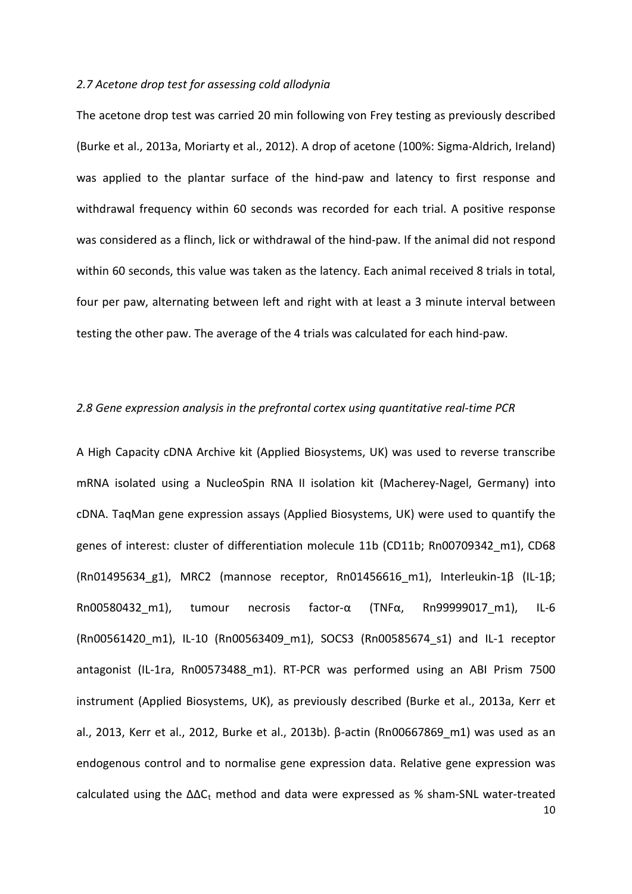### *2.7 Acetone drop test for assessing cold allodynia*

The acetone drop test was carried 20 min following von Frey testing as previously described (Burke et al., 2013a, Moriarty et al., 2012). A drop of acetone (100%: Sigma-Aldrich, Ireland) was applied to the plantar surface of the hind-paw and latency to first response and withdrawal frequency within 60 seconds was recorded for each trial. A positive response was considered as a flinch, lick or withdrawal of the hind-paw. If the animal did not respond within 60 seconds, this value was taken as the latency. Each animal received 8 trials in total, four per paw, alternating between left and right with at least a 3 minute interval between testing the other paw. The average of the 4 trials was calculated for each hind-paw.

### *2.8 Gene expression analysis in the prefrontal cortex using quantitative real-time PCR*

A High Capacity cDNA Archive kit (Applied Biosystems, UK) was used to reverse transcribe mRNA isolated using a NucleoSpin RNA II isolation kit (Macherey-Nagel, Germany) into cDNA. TaqMan gene expression assays (Applied Biosystems, UK) were used to quantify the genes of interest: cluster of differentiation molecule 11b (CD11b; Rn00709342_m1), CD68 (Rn01495634_g1), MRC2 (mannose receptor, Rn01456616_m1), Interleukin-1β (IL-1β; Rn00580432_m1), tumour necrosis factor-α (TNFα, Rn99999017_m1), IL-6 (Rn00561420_m1), IL-10 (Rn00563409_m1), SOCS3 (Rn00585674_s1) and IL-1 receptor antagonist (IL-1ra, Rn00573488_m1). RT-PCR was performed using an ABI Prism 7500 instrument (Applied Biosystems, UK), as previously described (Burke et al., 2013a, Kerr et al., 2013, Kerr et al., 2012, Burke et al., 2013b). β-actin (Rn00667869_m1) was used as an endogenous control and to normalise gene expression data. Relative gene expression was calculated using the $\Delta\Delta C_t$ method and data were expressed as % sham-SNL water-treated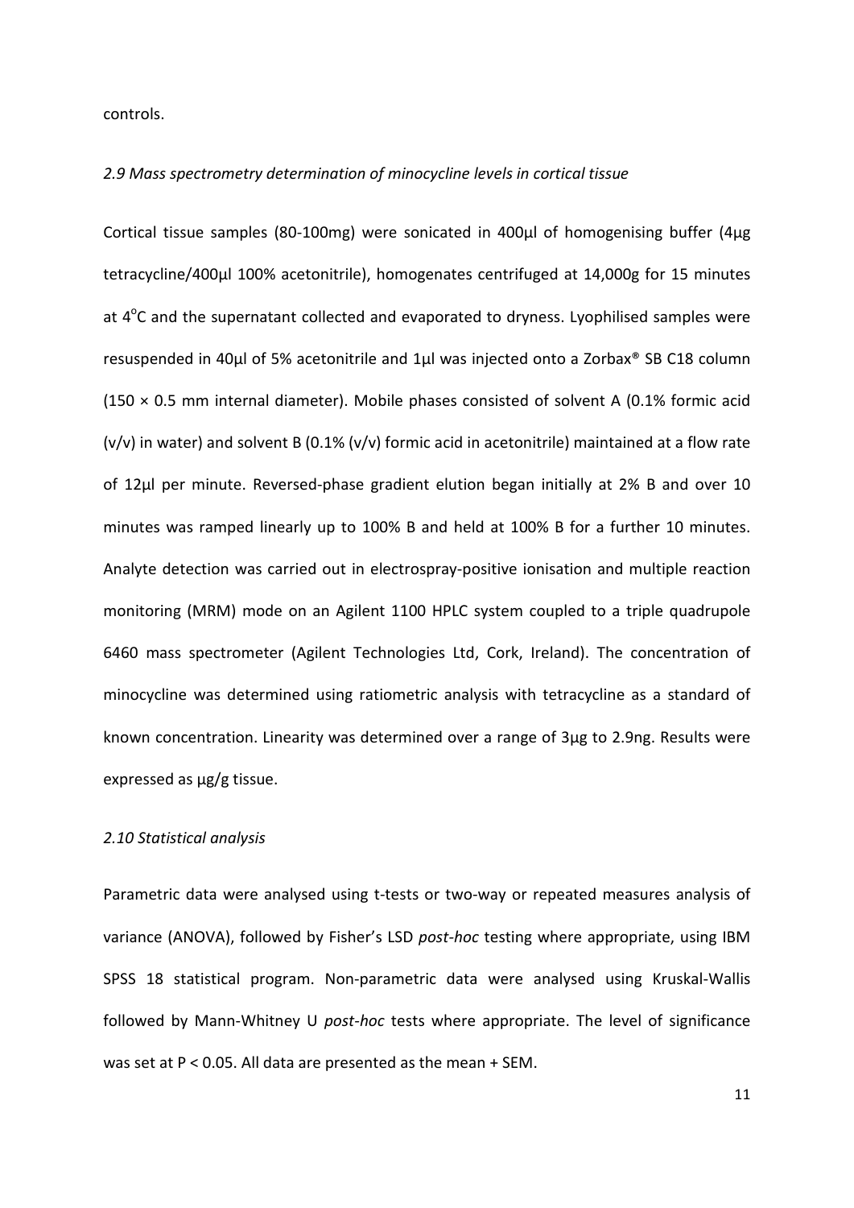controls.

*2.9 Mass spectrometry determination of minocycline levels in cortical tissue*

Cortical tissue samples (80-100mg) were sonicated in 400µl of homogenising buffer (4µg tetracycline/400µl 100% acetonitrile), homogenates centrifuged at 14,000g for 15 minutes at 4°C and the supernatant collected and evaporated to dryness. Lyophilised samples were resuspended in 40µl of 5% acetonitrile and 1µl was injected onto a Zorbax® SB C18 column (150 × 0.5 mm internal diameter). Mobile phases consisted of solvent A (0.1% formic acid (v/v) in water) and solvent B (0.1% (v/v) formic acid in acetonitrile) maintained at a flow rate of 12µl per minute. Reversed-phase gradient elution began initially at 2% B and over 10 minutes was ramped linearly up to 100% B and held at 100% B for a further 10 minutes. Analyte detection was carried out in electrospray-positive ionisation and multiple reaction monitoring (MRM) mode on an Agilent 1100 HPLC system coupled to a triple quadrupole 6460 mass spectrometer (Agilent Technologies Ltd, Cork, Ireland). The concentration of minocycline was determined using ratiometric analysis with tetracycline as a standard of known concentration. Linearity was determined over a range of 3µg to 2.9ng. Results were expressed as µg/g tissue.

*2.10 Statistical analysis*

Parametric data were analysed using t-tests or two-way or repeated measures analysis of variance (ANOVA), followed by Fisher's LSD *post-hoc* testing where appropriate, using IBM SPSS 18 statistical program. Non-parametric data were analysed using Kruskal-Wallis followed by Mann-Whitney U *post-hoc* tests where appropriate. The level of significance was set at $P < 0.05$. All data are presented as the mean + SEM.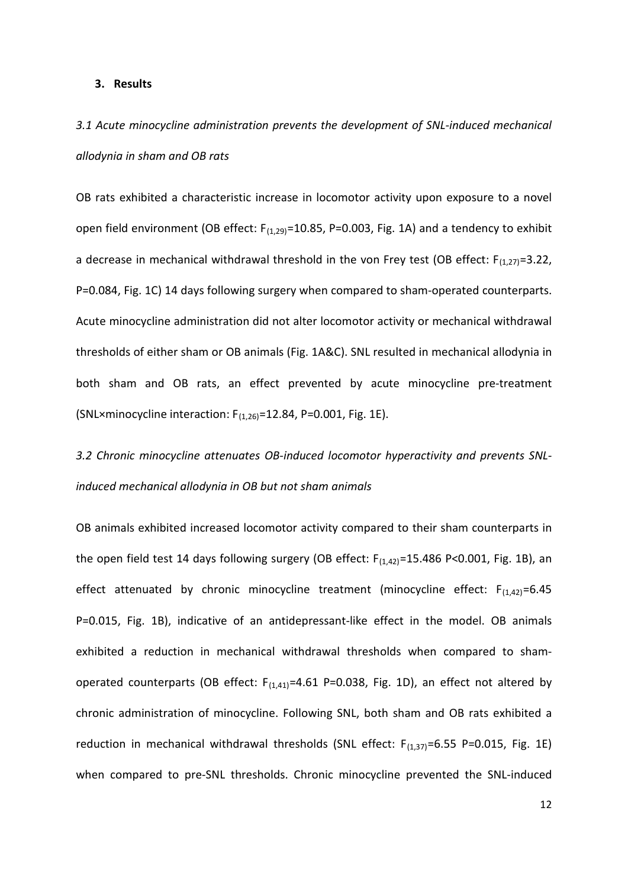## 3. Results

*3.1 Acute minocycline administration prevents the development of SNL-induced mechanical allodynia in sham and OB rats*

OB rats exhibited a characteristic increase in locomotor activity upon exposure to a novel open field environment (OB effect: $F_{(1,29)}$=10.85, P=0.003, Fig. 1A) and a tendency to exhibit a decrease in mechanical withdrawal threshold in the von Frey test (OB effect: $F_{(1,27)}$=3.22, P=0.084, Fig. 1C) 14 days following surgery when compared to sham-operated counterparts. Acute minocycline administration did not alter locomotor activity or mechanical withdrawal thresholds of either sham or OB animals (Fig. 1A&C). SNL resulted in mechanical allodynia in both sham and OB rats, an effect prevented by acute minocycline pre-treatment (SNL×minocycline interaction: $F_{(1,26)}$=12.84, P=0.001, Fig. 1E).

*3.2 Chronic minocycline attenuates OB-induced locomotor hyperactivity and prevents SNL-induced mechanical allodynia in OB but not sham animals*

OB animals exhibited increased locomotor activity compared to their sham counterparts in the open field test 14 days following surgery (OB effect: $F_{(1,42)}$=15.486 P<0.001, Fig. 1B), an effect attenuated by chronic minocycline treatment (minocycline effect: $F_{(1,42)}$=6.45 P=0.015, Fig. 1B), indicative of an antidepressant-like effect in the model. OB animals exhibited a reduction in mechanical withdrawal thresholds when compared to sham-operated counterparts (OB effect: $F_{(1,41)}$=4.61 P=0.038, Fig. 1D), an effect not altered by chronic administration of minocycline. Following SNL, both sham and OB rats exhibited a reduction in mechanical withdrawal thresholds (SNL effect: $F_{(1,37)}$=6.55 P=0.015, Fig. 1E) when compared to pre-SNL thresholds. Chronic minocycline prevented the SNL-induced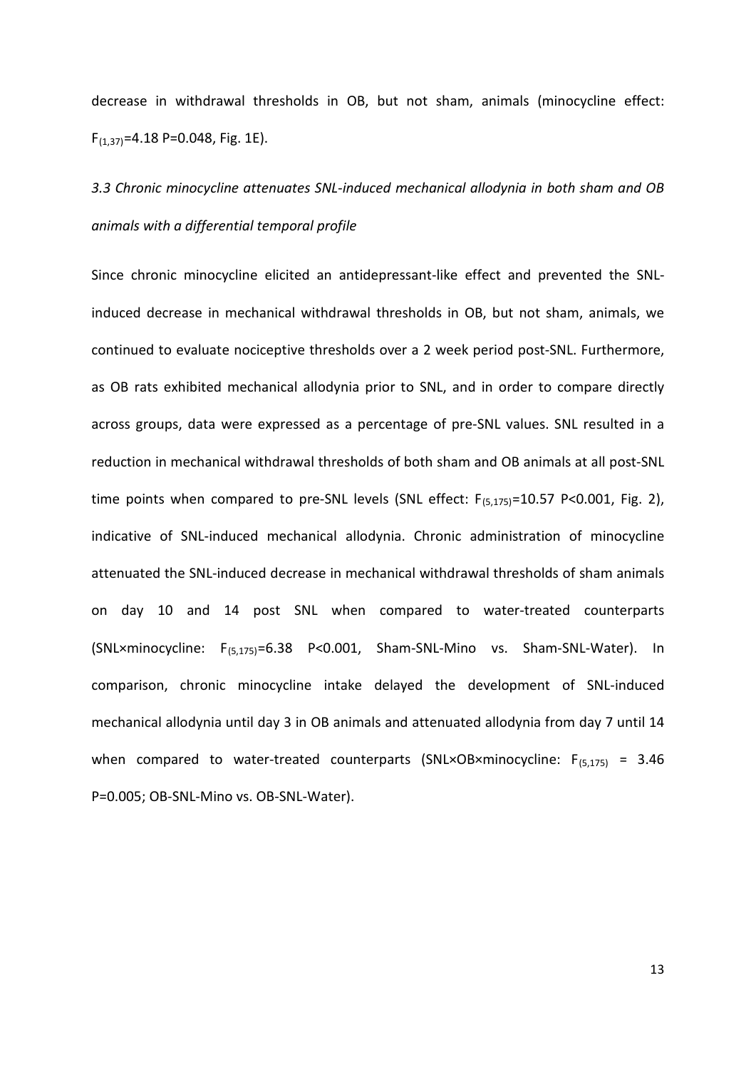decrease in withdrawal thresholds in OB, but not sham, animals (minocycline effect: $F_{(1,37)}$=4.18 P=0.048, Fig. 1E).

### *3.3 Chronic minocycline attenuates SNL-induced mechanical allodynia in both sham and OB animals with a differential temporal profile*

Since chronic minocycline elicited an antidepressant-like effect and prevented the SNL-induced decrease in mechanical withdrawal thresholds in OB, but not sham, animals, we continued to evaluate nociceptive thresholds over a 2 week period post-SNL. Furthermore, as OB rats exhibited mechanical allodynia prior to SNL, and in order to compare directly across groups, data were expressed as a percentage of pre-SNL values. SNL resulted in a reduction in mechanical withdrawal thresholds of both sham and OB animals at all post-SNL time points when compared to pre-SNL levels (SNL effect: $F_{(5,175)}$=10.57 P<0.001, Fig. 2), indicative of SNL-induced mechanical allodynia. Chronic administration of minocycline attenuated the SNL-induced decrease in mechanical withdrawal thresholds of sham animals on day 10 and 14 post SNL when compared to water-treated counterparts (SNL×minocycline: $F_{(5,175)}$=6.38 P<0.001, Sham-SNL-Mino vs. Sham-SNL-Water). In comparison, chronic minocycline intake delayed the development of SNL-induced mechanical allodynia until day 3 in OB animals and attenuated allodynia from day 7 until 14 when compared to water-treated counterparts (SNL×OB×minocycline: $F_{(5,175)}$ = 3.46 P=0.005; OB-SNL-Mino vs. OB-SNL-Water).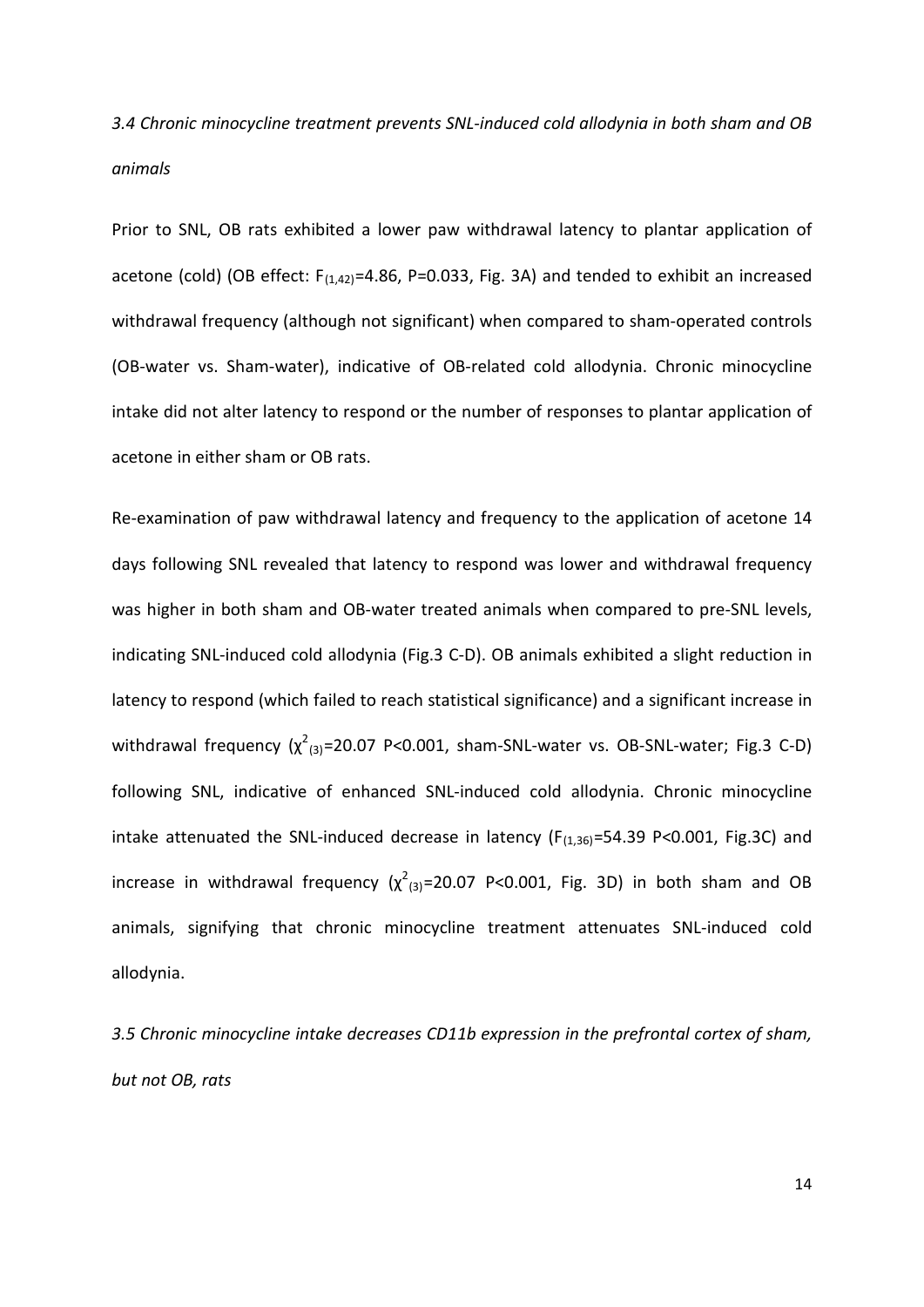*3.4 Chronic minocycline treatment prevents SNL-induced cold allodynia in both sham and OB animals*

Prior to SNL, OB rats exhibited a lower paw withdrawal latency to plantar application of acetone (cold) (OB effect: $F_{(1,42)}$=4.86, P=0.033, Fig. 3A) and tended to exhibit an increased withdrawal frequency (although not significant) when compared to sham-operated controls (OB-water vs. Sham-water), indicative of OB-related cold allodynia. Chronic minocycline intake did not alter latency to respond or the number of responses to plantar application of acetone in either sham or OB rats.

Re-examination of paw withdrawal latency and frequency to the application of acetone 14 days following SNL revealed that latency to respond was lower and withdrawal frequency was higher in both sham and OB-water treated animals when compared to pre-SNL levels, indicating SNL-induced cold allodynia (Fig.3 C-D). OB animals exhibited a slight reduction in latency to respond (which failed to reach statistical significance) and a significant increase in withdrawal frequency ($\chi^2_{(3)}$=20.07 P<0.001, sham-SNL-water vs. OB-SNL-water; Fig.3 C-D) following SNL, indicative of enhanced SNL-induced cold allodynia. Chronic minocycline intake attenuated the SNL-induced decrease in latency ($F_{(1,36)}$=54.39 P<0.001, Fig.3C) and increase in withdrawal frequency ($\chi^2_{(3)}$=20.07 P<0.001, Fig. 3D) in both sham and OB animals, signifying that chronic minocycline treatment attenuates SNL-induced cold allodynia.

*3.5 Chronic minocycline intake decreases CD11b expression in the prefrontal cortex of sham, but not OB, rats*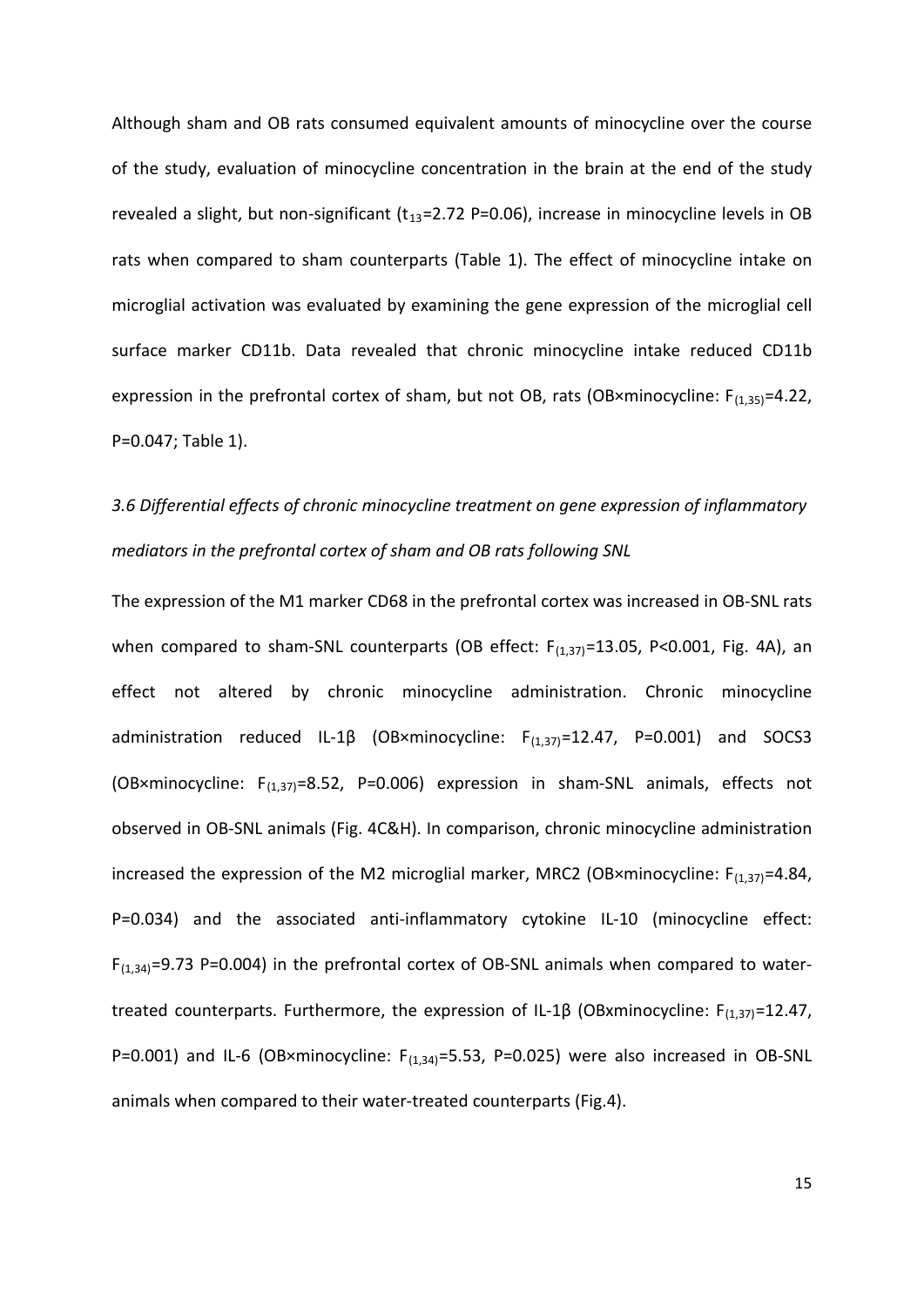Although sham and OB rats consumed equivalent amounts of minocycline over the course of the study, evaluation of minocycline concentration in the brain at the end of the study revealed a slight, but non-significant ($t_{13}$=2.72 P=0.06), increase in minocycline levels in OB rats when compared to sham counterparts (Table 1). The effect of minocycline intake on microglial activation was evaluated by examining the gene expression of the microglial cell surface marker CD11b. Data revealed that chronic minocycline intake reduced CD11b expression in the prefrontal cortex of sham, but not OB, rats (OB×minocycline: $F_{(1,35)}$=4.22, P=0.047; Table 1).

### *3.6 Differential effects of chronic minocycline treatment on gene expression of inflammatory mediators in the prefrontal cortex of sham and OB rats following SNL*

The expression of the M1 marker CD68 in the prefrontal cortex was increased in OB-SNL rats when compared to sham-SNL counterparts (OB effect: $F_{(1,37)}$=13.05, P<0.001, Fig. 4A), an effect not altered by chronic minocycline administration. Chronic minocycline administration reduced IL-1β (OB×minocycline: $F_{(1,37)}$=12.47, P=0.001) and SOCS3 (OB×minocycline: $F_{(1,37)}$=8.52, P=0.006) expression in sham-SNL animals, effects not observed in OB-SNL animals (Fig. 4C&H). In comparison, chronic minocycline administration increased the expression of the M2 microglial marker, MRC2 (OB×minocycline: $F_{(1,37)}$=4.84, P=0.034) and the associated anti-inflammatory cytokine IL-10 (minocycline effect: $F_{(1,34)}$=9.73 P=0.004) in the prefrontal cortex of OB-SNL animals when compared to water-treated counterparts. Furthermore, the expression of IL-1β (OBxminocycline: $F_{(1,37)}$=12.47, P=0.001) and IL-6 (OB×minocycline: $F_{(1,34)}$=5.53, P=0.025) were also increased in OB-SNL animals when compared to their water-treated counterparts (Fig.4).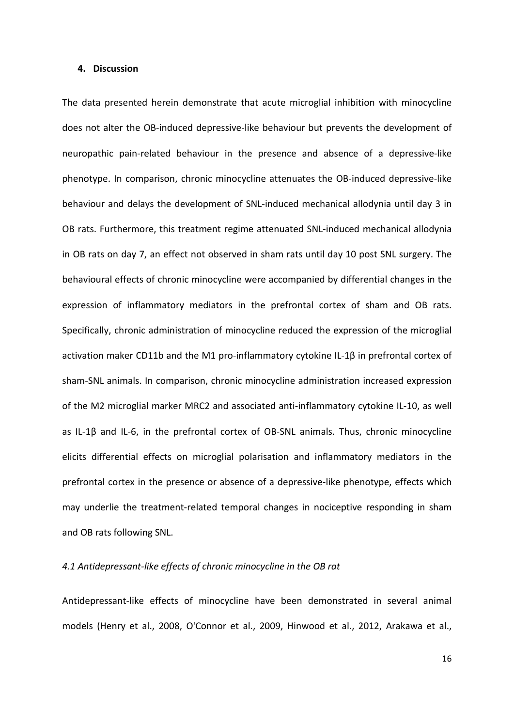## 4. Discussion

The data presented herein demonstrate that acute microglial inhibition with minocycline does not alter the OB-induced depressive-like behaviour but prevents the development of neuropathic pain-related behaviour in the presence and absence of a depressive-like phenotype. In comparison, chronic minocycline attenuates the OB-induced depressive-like behaviour and delays the development of SNL-induced mechanical allodynia until day 3 in OB rats. Furthermore, this treatment regime attenuated SNL-induced mechanical allodynia in OB rats on day 7, an effect not observed in sham rats until day 10 post SNL surgery. The behavioural effects of chronic minocycline were accompanied by differential changes in the expression of inflammatory mediators in the prefrontal cortex of sham and OB rats. Specifically, chronic administration of minocycline reduced the expression of the microglial activation maker CD11b and the M1 pro-inflammatory cytokine IL-1β in prefrontal cortex of sham-SNL animals. In comparison, chronic minocycline administration increased expression of the M2 microglial marker MRC2 and associated anti-inflammatory cytokine IL-10, as well as IL-1β and IL-6, in the prefrontal cortex of OB-SNL animals. Thus, chronic minocycline elicits differential effects on microglial polarisation and inflammatory mediators in the prefrontal cortex in the presence or absence of a depressive-like phenotype, effects which may underlie the treatment-related temporal changes in nociceptive responding in sham and OB rats following SNL.

### *4.1 Antidepressant-like effects of chronic minocycline in the OB rat*

Antidepressant-like effects of minocycline have been demonstrated in several animal models (Henry et al., 2008, O'Connor et al., 2009, Hinwood et al., 2012, Arakawa et al.,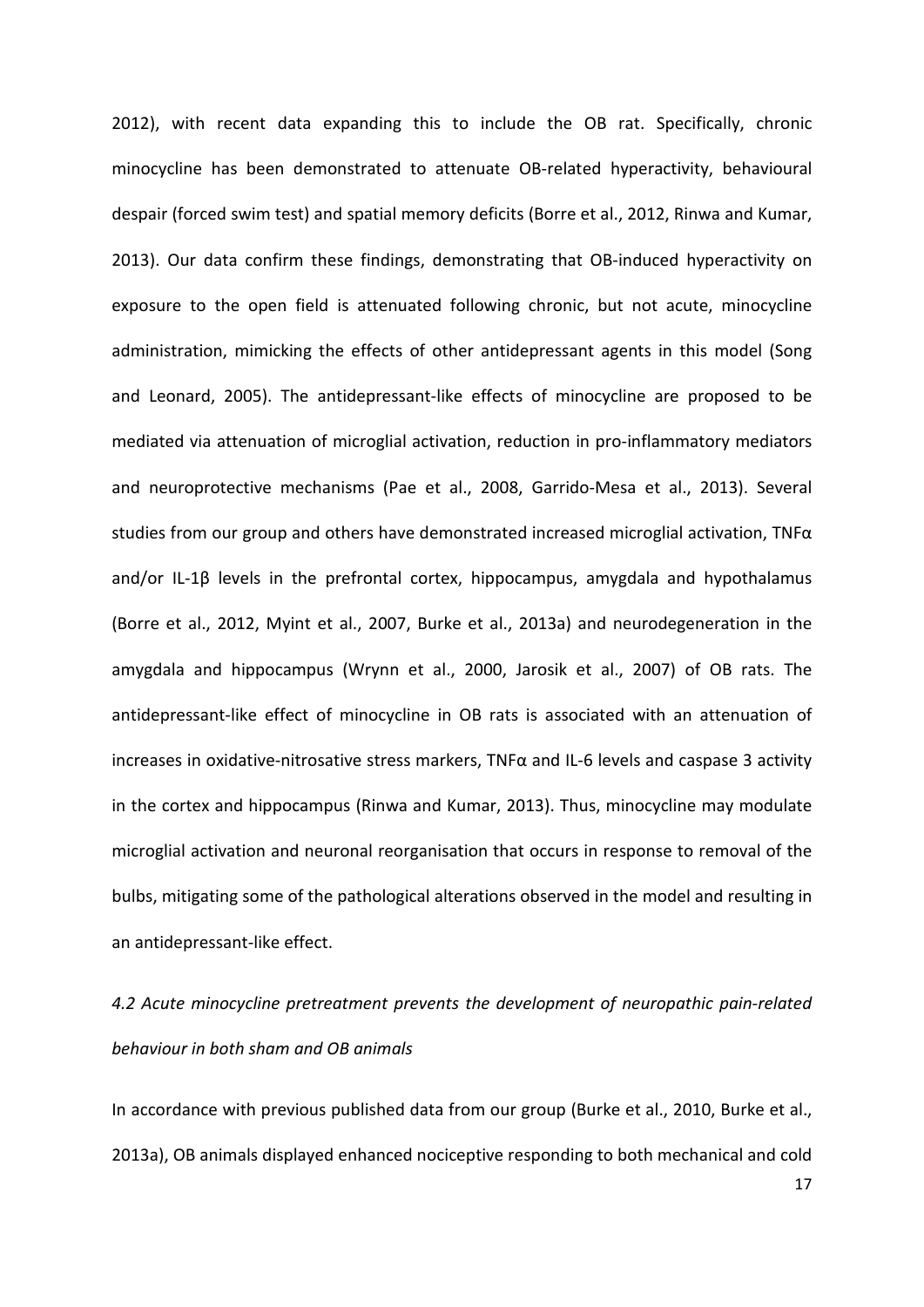2012), with recent data expanding this to include the OB rat. Specifically, chronic minocycline has been demonstrated to attenuate OB-related hyperactivity, behavioural despair (forced swim test) and spatial memory deficits (Borre et al., 2012, Rinwa and Kumar, 2013). Our data confirm these findings, demonstrating that OB-induced hyperactivity on exposure to the open field is attenuated following chronic, but not acute, minocycline administration, mimicking the effects of other antidepressant agents in this model (Song and Leonard, 2005). The antidepressant-like effects of minocycline are proposed to be mediated via attenuation of microglial activation, reduction in pro-inflammatory mediators and neuroprotective mechanisms (Pae et al., 2008, Garrido-Mesa et al., 2013). Several studies from our group and others have demonstrated increased microglial activation, TNFα and/or IL-1β levels in the prefrontal cortex, hippocampus, amygdala and hypothalamus (Borre et al., 2012, Myint et al., 2007, Burke et al., 2013a) and neurodegeneration in the amygdala and hippocampus (Wrynn et al., 2000, Jarosik et al., 2007) of OB rats. The antidepressant-like effect of minocycline in OB rats is associated with an attenuation of increases in oxidative-nitrosative stress markers, TNFα and IL-6 levels and caspase 3 activity in the cortex and hippocampus (Rinwa and Kumar, 2013). Thus, minocycline may modulate microglial activation and neuronal reorganisation that occurs in response to removal of the bulbs, mitigating some of the pathological alterations observed in the model and resulting in an antidepressant-like effect.

### *4.2 Acute minocycline pretreatment prevents the development of neuropathic pain-related behaviour in both sham and OB animals*

In accordance with previous published data from our group (Burke et al., 2010, Burke et al., 2013a), OB animals displayed enhanced nociceptive responding to both mechanical and cold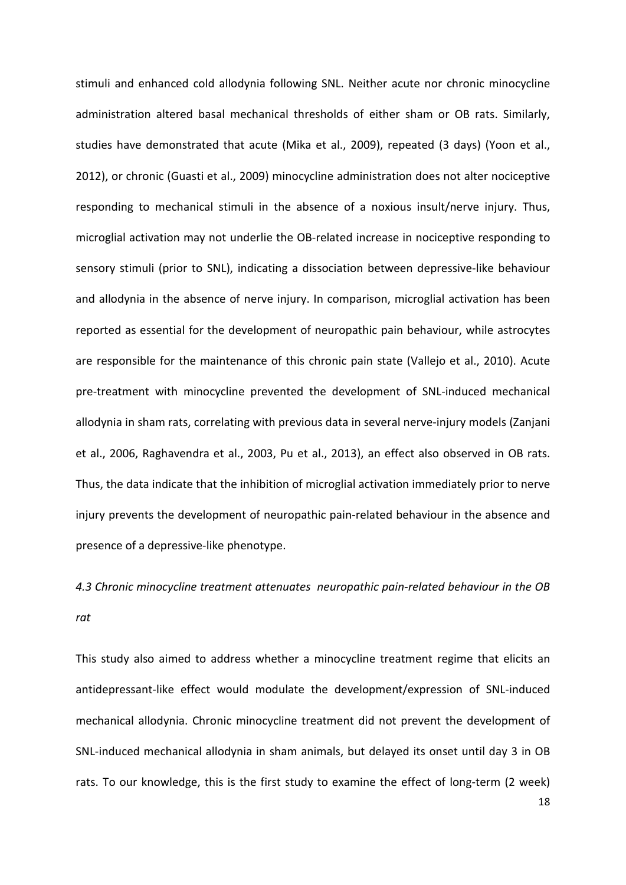stimuli and enhanced cold allodynia following SNL. Neither acute nor chronic minocycline administration altered basal mechanical thresholds of either sham or OB rats. Similarly, studies have demonstrated that acute (Mika et al., 2009), repeated (3 days) (Yoon et al., 2012), or chronic (Guasti et al., 2009) minocycline administration does not alter nociceptive responding to mechanical stimuli in the absence of a noxious insult/nerve injury. Thus, microglial activation may not underlie the OB-related increase in nociceptive responding to sensory stimuli (prior to SNL), indicating a dissociation between depressive-like behaviour and allodynia in the absence of nerve injury. In comparison, microglial activation has been reported as essential for the development of neuropathic pain behaviour, while astrocytes are responsible for the maintenance of this chronic pain state (Vallejo et al., 2010). Acute pre-treatment with minocycline prevented the development of SNL-induced mechanical allodynia in sham rats, correlating with previous data in several nerve-injury models (Zanjani et al., 2006, Raghavendra et al., 2003, Pu et al., 2013), an effect also observed in OB rats. Thus, the data indicate that the inhibition of microglial activation immediately prior to nerve injury prevents the development of neuropathic pain-related behaviour in the absence and presence of a depressive-like phenotype.

*4.3 Chronic minocycline treatment attenuates neuropathic pain-related behaviour in the OB rat*

This study also aimed to address whether a minocycline treatment regime that elicits an antidepressant-like effect would modulate the development/expression of SNL-induced mechanical allodynia. Chronic minocycline treatment did not prevent the development of SNL-induced mechanical allodynia in sham animals, but delayed its onset until day 3 in OB rats. To our knowledge, this is the first study to examine the effect of long-term (2 week)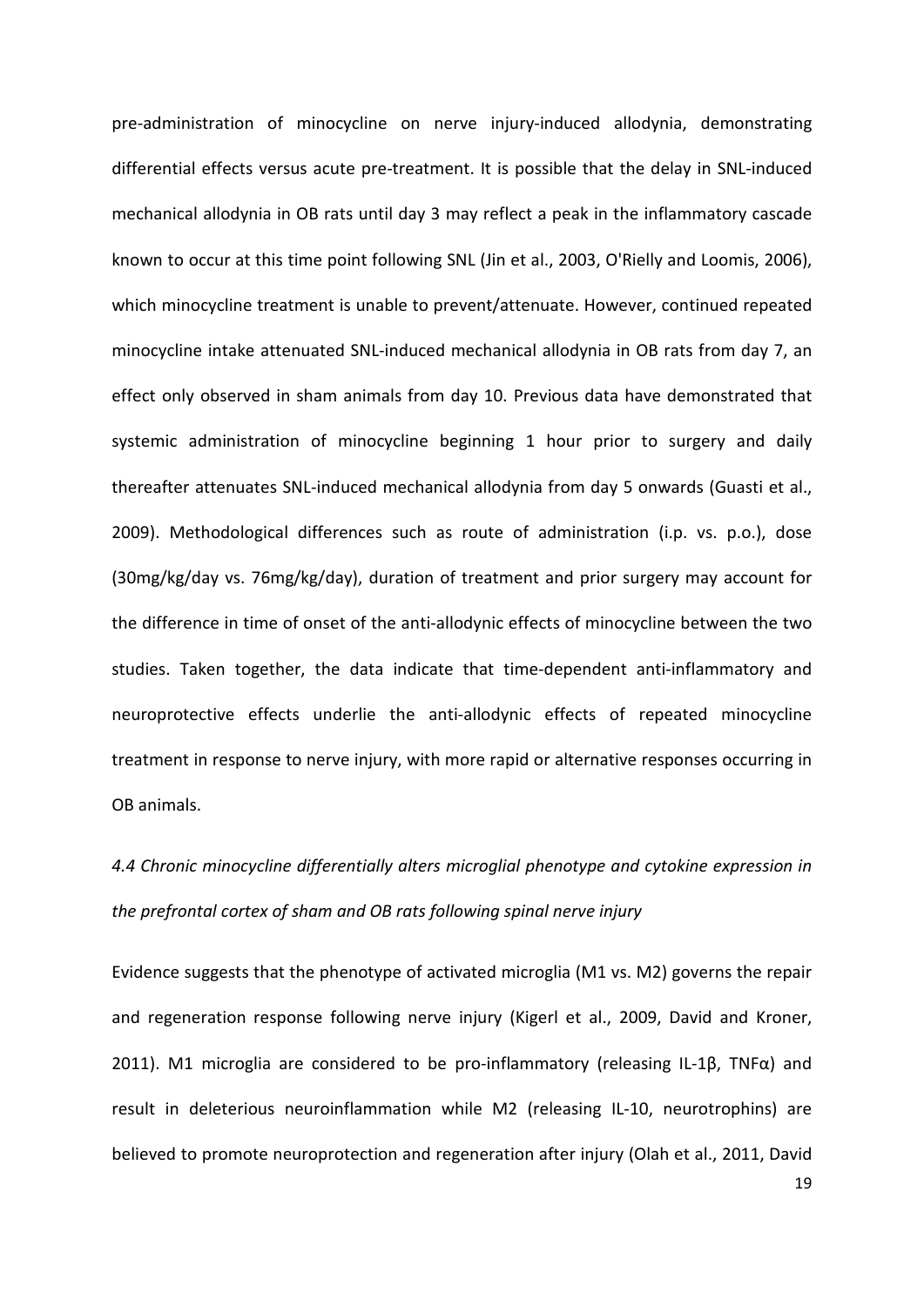pre-administration of minocycline on nerve injury-induced allodynia, demonstrating differential effects versus acute pre-treatment. It is possible that the delay in SNL-induced mechanical allodynia in OB rats until day 3 may reflect a peak in the inflammatory cascade known to occur at this time point following SNL (Jin et al., 2003, O'Rielly and Loomis, 2006), which minocycline treatment is unable to prevent/attenuate. However, continued repeated minocycline intake attenuated SNL-induced mechanical allodynia in OB rats from day 7, an effect only observed in sham animals from day 10. Previous data have demonstrated that systemic administration of minocycline beginning 1 hour prior to surgery and daily thereafter attenuates SNL-induced mechanical allodynia from day 5 onwards (Guasti et al., 2009). Methodological differences such as route of administration (i.p. vs. p.o.), dose (30mg/kg/day vs. 76mg/kg/day), duration of treatment and prior surgery may account for the difference in time of onset of the anti-allodynic effects of minocycline between the two studies. Taken together, the data indicate that time-dependent anti-inflammatory and neuroprotective effects underlie the anti-allodynic effects of repeated minocycline treatment in response to nerve injury, with more rapid or alternative responses occurring in OB animals.

### *4.4 Chronic minocycline differentially alters microglial phenotype and cytokine expression in the prefrontal cortex of sham and OB rats following spinal nerve injury*

Evidence suggests that the phenotype of activated microglia (M1 vs. M2) governs the repair and regeneration response following nerve injury (Kigerl et al., 2009, David and Kroner, 2011). M1 microglia are considered to be pro-inflammatory (releasing IL-1β, TNFα) and result in deleterious neuroinflammation while M2 (releasing IL-10, neurotrophins) are believed to promote neuroprotection and regeneration after injury (Olah et al., 2011, David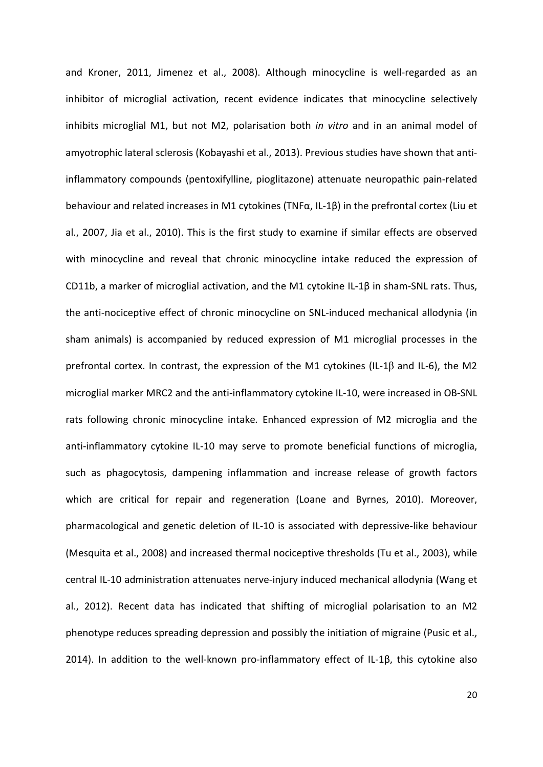and Kroner, 2011, Jimenez et al., 2008). Although minocycline is well-regarded as an inhibitor of microglial activation, recent evidence indicates that minocycline selectively inhibits microglial M1, but not M2, polarisation both *in vitro* and in an animal model of amyotrophic lateral sclerosis (Kobayashi et al., 2013). Previous studies have shown that anti-inflammatory compounds (pentoxifylline, pioglitazone) attenuate neuropathic pain-related behaviour and related increases in M1 cytokines (TNFα, IL-1β) in the prefrontal cortex (Liu et al., 2007, Jia et al., 2010). This is the first study to examine if similar effects are observed with minocycline and reveal that chronic minocycline intake reduced the expression of CD11b, a marker of microglial activation, and the M1 cytokine IL-1β in sham-SNL rats. Thus, the anti-nociceptive effect of chronic minocycline on SNL-induced mechanical allodynia (in sham animals) is accompanied by reduced expression of M1 microglial processes in the prefrontal cortex. In contrast, the expression of the M1 cytokines (IL-1β and IL-6), the M2 microglial marker MRC2 and the anti-inflammatory cytokine IL-10, were increased in OB-SNL rats following chronic minocycline intake. Enhanced expression of M2 microglia and the anti-inflammatory cytokine IL-10 may serve to promote beneficial functions of microglia, such as phagocytosis, dampening inflammation and increase release of growth factors which are critical for repair and regeneration (Loane and Byrnes, 2010). Moreover, pharmacological and genetic deletion of IL-10 is associated with depressive-like behaviour (Mesquita et al., 2008) and increased thermal nociceptive thresholds (Tu et al., 2003), while central IL-10 administration attenuates nerve-injury induced mechanical allodynia (Wang et al., 2012). Recent data has indicated that shifting of microglial polarisation to an M2 phenotype reduces spreading depression and possibly the initiation of migraine (Pusic et al., 2014). In addition to the well-known pro-inflammatory effect of IL-1β, this cytokine also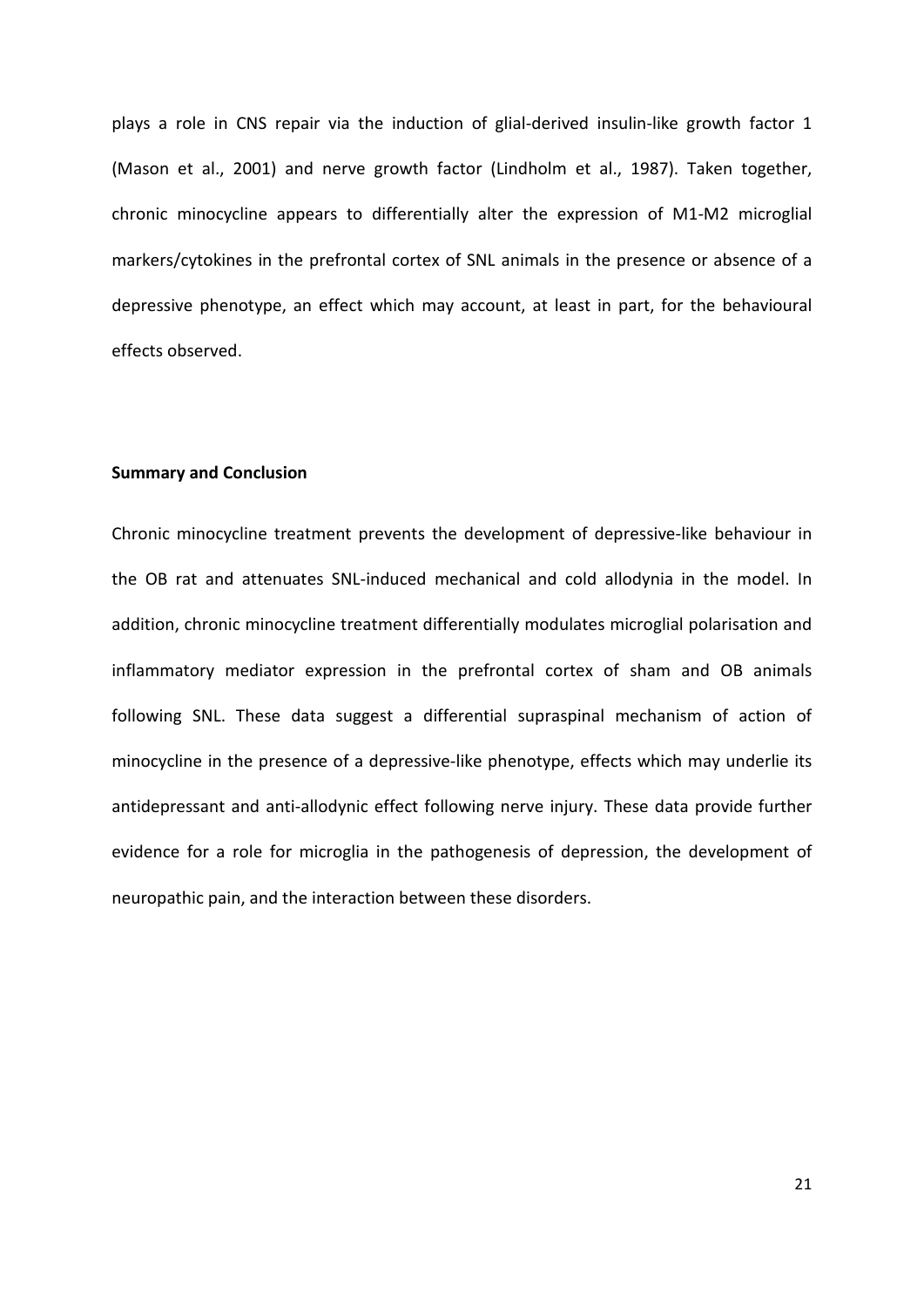plays a role in CNS repair via the induction of glial-derived insulin-like growth factor 1 (Mason et al., 2001) and nerve growth factor (Lindholm et al., 1987). Taken together, chronic minocycline appears to differentially alter the expression of M1-M2 microglial markers/cytokines in the prefrontal cortex of SNL animals in the presence or absence of a depressive phenotype, an effect which may account, at least in part, for the behavioural effects observed.

## Summary and Conclusion

Chronic minocycline treatment prevents the development of depressive-like behaviour in the OB rat and attenuates SNL-induced mechanical and cold allodynia in the model. In addition, chronic minocycline treatment differentially modulates microglial polarisation and inflammatory mediator expression in the prefrontal cortex of sham and OB animals following SNL. These data suggest a differential supraspinal mechanism of action of minocycline in the presence of a depressive-like phenotype, effects which may underlie its antidepressant and anti-allodynic effect following nerve injury. These data provide further evidence for a role for microglia in the pathogenesis of depression, the development of neuropathic pain, and the interaction between these disorders.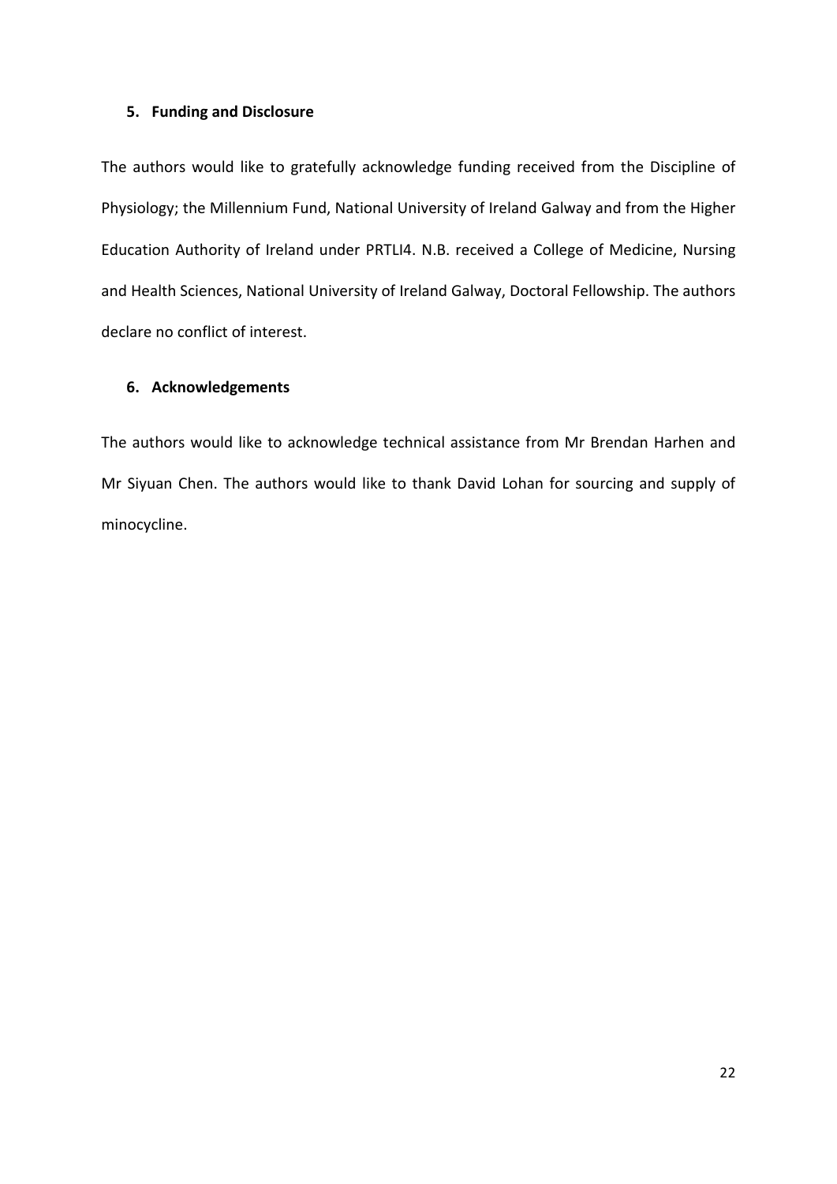## 5. Funding and Disclosure

The authors would like to gratefully acknowledge funding received from the Discipline of Physiology; the Millennium Fund, National University of Ireland Galway and from the Higher Education Authority of Ireland under PRTLI4. N.B. received a College of Medicine, Nursing and Health Sciences, National University of Ireland Galway, Doctoral Fellowship. The authors declare no conflict of interest.

## 6. Acknowledgements

The authors would like to acknowledge technical assistance from Mr Brendan Harhen and Mr Siyuan Chen. The authors would like to thank David Lohan for sourcing and supply of minocycline.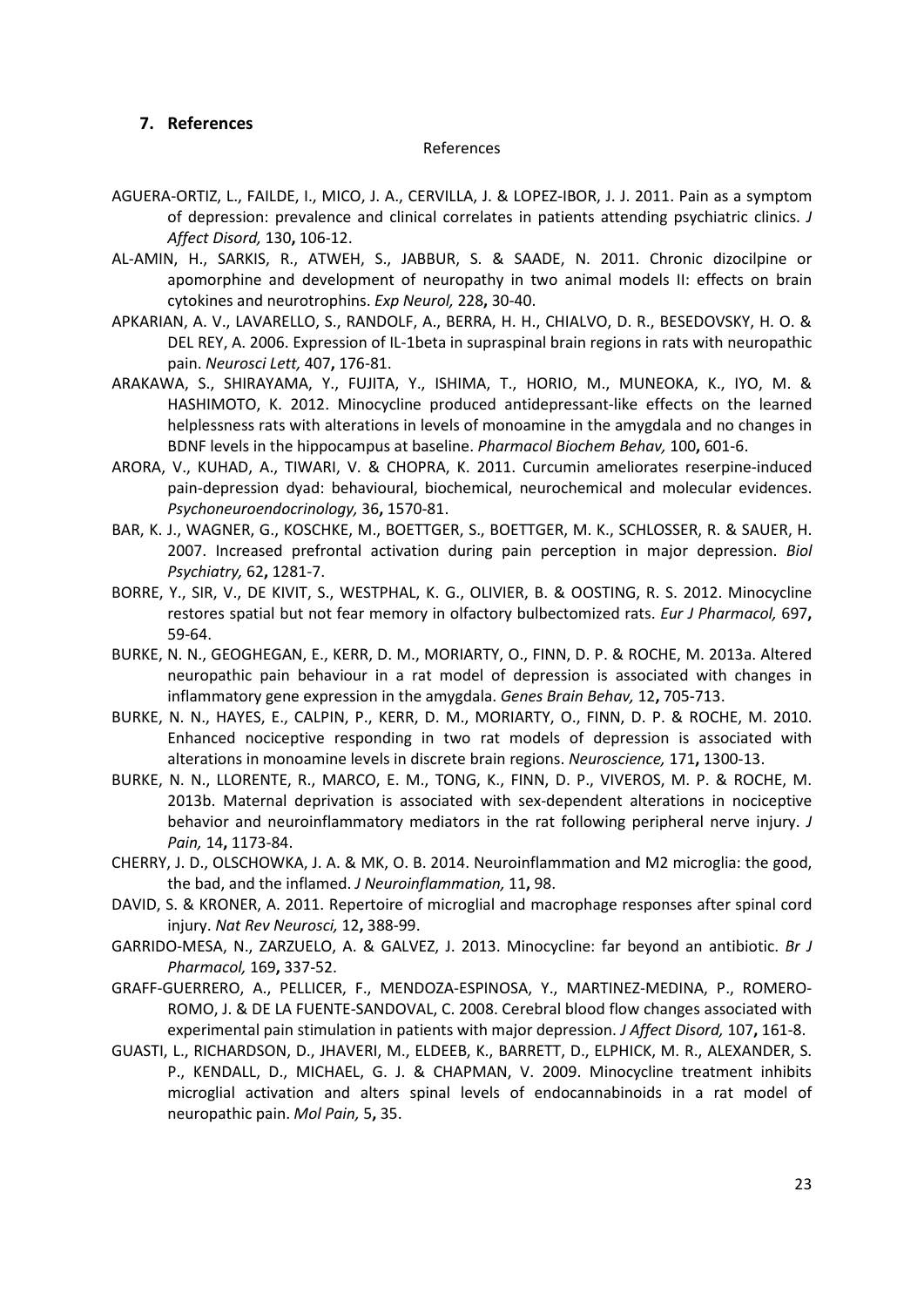## 7. References

References

AGUERA-ORTIZ, L., FAILDE, I., MICO, J. A., CERVILLA, J. & LOPEZ-IBOR, J. J. 2011. Pain as a symptom of depression: prevalence and clinical correlates in patients attending psychiatric clinics. *J Affect Disord,* 130**,** 106-12.

AL-AMIN, H., SARKIS, R., ATWEH, S., JABBUR, S. & SAADE, N. 2011. Chronic dizocilpine or apomorphine and development of neuropathy in two animal models II: effects on brain cytokines and neurotrophins. *Exp Neurol,* 228**,** 30-40.

APKARIAN, A. V., LAVARELLO, S., RANDOLF, A., BERRA, H. H., CHIALVO, D. R., BESEDOVSKY, H. O. & DEL REY, A. 2006. Expression of IL-1beta in supraspinal brain regions in rats with neuropathic pain. *Neurosci Lett,* 407**,** 176-81.

ARAKAWA, S., SHIRAYAMA, Y., FUJITA, Y., ISHIMA, T., HORIO, M., MUNEOKA, K., IYO, M. & HASHIMOTO, K. 2012. Minocycline produced antidepressant-like effects on the learned helplessness rats with alterations in levels of monoamine in the amygdala and no changes in BDNF levels in the hippocampus at baseline. *Pharmacol Biochem Behav,* 100**,** 601-6.

ARORA, V., KUHAD, A., TIWARI, V. & CHOPRA, K. 2011. Curcumin ameliorates reserpine-induced pain-depression dyad: behavioural, biochemical, neurochemical and molecular evidences. *Psychoneuroendocrinology,* 36**,** 1570-81.

BAR, K. J., WAGNER, G., KOSCHKE, M., BOETTGER, S., BOETTGER, M. K., SCHLOSSER, R. & SAUER, H. 2007. Increased prefrontal activation during pain perception in major depression. *Biol Psychiatry,* 62**,** 1281-7.

BORRE, Y., SIR, V., DE KIVIT, S., WESTPHAL, K. G., OLIVIER, B. & OOSTING, R. S. 2012. Minocycline restores spatial but not fear memory in olfactory bulbectomized rats. *Eur J Pharmacol,* 697**,** 59-64.

BURKE, N. N., GEOGHEGAN, E., KERR, D. M., MORIARTY, O., FINN, D. P. & ROCHE, M. 2013a. Altered neuropathic pain behaviour in a rat model of depression is associated with changes in inflammatory gene expression in the amygdala. *Genes Brain Behav,* 12**,** 705-713.

BURKE, N. N., HAYES, E., CALPIN, P., KERR, D. M., MORIARTY, O., FINN, D. P. & ROCHE, M. 2010. Enhanced nociceptive responding in two rat models of depression is associated with alterations in monoamine levels in discrete brain regions. *Neuroscience,* 171**,** 1300-13.

BURKE, N. N., LLORENTE, R., MARCO, E. M., TONG, K., FINN, D. P., VIVEROS, M. P. & ROCHE, M. 2013b. Maternal deprivation is associated with sex-dependent alterations in nociceptive behavior and neuroinflammatory mediators in the rat following peripheral nerve injury. *J Pain,* 14**,** 1173-84.

CHERRY, J. D., OLSCHOWKA, J. A. & MK, O. B. 2014. Neuroinflammation and M2 microglia: the good, the bad, and the inflamed. *J Neuroinflammation,* 11**,** 98.

DAVID, S. & KRONER, A. 2011. Repertoire of microglial and macrophage responses after spinal cord injury. *Nat Rev Neurosci,* 12**,** 388-99.

GARRIDO-MESA, N., ZARZUELO, A. & GALVEZ, J. 2013. Minocycline: far beyond an antibiotic. *Br J Pharmacol,* 169**,** 337-52.

GRAFF-GUERRERO, A., PELLICER, F., MENDOZA-ESPINOSA, Y., MARTINEZ-MEDINA, P., ROMERO-ROMO, J. & DE LA FUENTE-SANDOVAL, C. 2008. Cerebral blood flow changes associated with experimental pain stimulation in patients with major depression. *J Affect Disord,* 107**,** 161-8.

GUASTI, L., RICHARDSON, D., JHAVERI, M., ELDEEB, K., BARRETT, D., ELPHICK, M. R., ALEXANDER, S. P., KENDALL, D., MICHAEL, G. J. & CHAPMAN, V. 2009. Minocycline treatment inhibits microglial activation and alters spinal levels of endocannabinoids in a rat model of neuropathic pain. *Mol Pain,* 5**,** 35.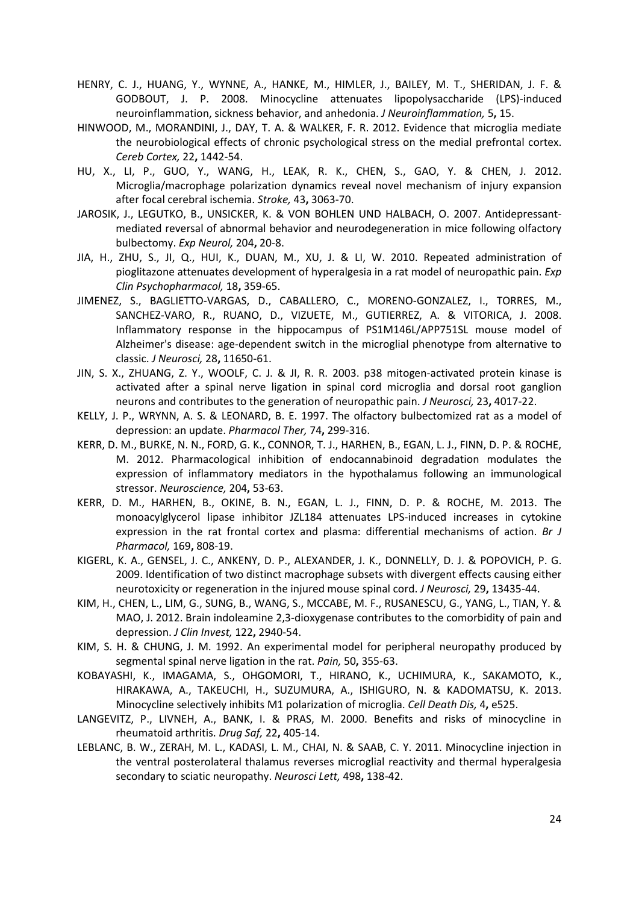HENRY, C. J., HUANG, Y., WYNNE, A., HANKE, M., HIMLER, J., BAILEY, M. T., SHERIDAN, J. F. & GODBOUT, J. P. 2008. Minocycline attenuates lipopolysaccharide (LPS)-induced neuroinflammation, sickness behavior, and anhedonia. *J Neuroinflammation,* 5**,** 15.

HINWOOD, M., MORANDINI, J., DAY, T. A. & WALKER, F. R. 2012. Evidence that microglia mediate the neurobiological effects of chronic psychological stress on the medial prefrontal cortex. *Cereb Cortex,* 22**,** 1442-54.

HU, X., LI, P., GUO, Y., WANG, H., LEAK, R. K., CHEN, S., GAO, Y. & CHEN, J. 2012. Microglia/macrophage polarization dynamics reveal novel mechanism of injury expansion after focal cerebral ischemia. *Stroke,* 43**,** 3063-70.

JAROSIK, J., LEGUTKO, B., UNSICKER, K. & VON BOHLEN UND HALBACH, O. 2007. Antidepressant-mediated reversal of abnormal behavior and neurodegeneration in mice following olfactory bulbectomy. *Exp Neurol,* 204**,** 20-8.

JIA, H., ZHU, S., JI, Q., HUI, K., DUAN, M., XU, J. & LI, W. 2010. Repeated administration of pioglitazone attenuates development of hyperalgesia in a rat model of neuropathic pain. *Exp Clin Psychopharmacol,* 18**,** 359-65.

JIMENEZ, S., BAGLIETTO-VARGAS, D., CABALLERO, C., MORENO-GONZALEZ, I., TORRES, M., SANCHEZ-VARO, R., RUANO, D., VIZUETE, M., GUTIERREZ, A. & VITORICA, J. 2008. Inflammatory response in the hippocampus of PS1M146L/APP751SL mouse model of Alzheimer's disease: age-dependent switch in the microglial phenotype from alternative to classic. *J Neurosci,* 28**,** 11650-61.

JIN, S. X., ZHUANG, Z. Y., WOOLF, C. J. & JI, R. R. 2003. p38 mitogen-activated protein kinase is activated after a spinal nerve ligation in spinal cord microglia and dorsal root ganglion neurons and contributes to the generation of neuropathic pain. *J Neurosci,* 23**,** 4017-22.

KELLY, J. P., WRYNN, A. S. & LEONARD, B. E. 1997. The olfactory bulbectomized rat as a model of depression: an update. *Pharmacol Ther,* 74**,** 299-316.

KERR, D. M., BURKE, N. N., FORD, G. K., CONNOR, T. J., HARHEN, B., EGAN, L. J., FINN, D. P. & ROCHE, M. 2012. Pharmacological inhibition of endocannabinoid degradation modulates the expression of inflammatory mediators in the hypothalamus following an immunological stressor. *Neuroscience,* 204**,** 53-63.

KERR, D. M., HARHEN, B., OKINE, B. N., EGAN, L. J., FINN, D. P. & ROCHE, M. 2013. The monoacylglycerol lipase inhibitor JZL184 attenuates LPS-induced increases in cytokine expression in the rat frontal cortex and plasma: differential mechanisms of action. *Br J Pharmacol,* 169**,** 808-19.

KIGERL, K. A., GENSEL, J. C., ANKENY, D. P., ALEXANDER, J. K., DONNELLY, D. J. & POPOVICH, P. G. 2009. Identification of two distinct macrophage subsets with divergent effects causing either neurotoxicity or regeneration in the injured mouse spinal cord. *J Neurosci,* 29**,** 13435-44.

KIM, H., CHEN, L., LIM, G., SUNG, B., WANG, S., MCCABE, M. F., RUSANESCU, G., YANG, L., TIAN, Y. & MAO, J. 2012. Brain indoleamine 2,3-dioxygenase contributes to the comorbidity of pain and depression. *J Clin Invest,* 122**,** 2940-54.

KIM, S. H. & CHUNG, J. M. 1992. An experimental model for peripheral neuropathy produced by segmental spinal nerve ligation in the rat. *Pain,* 50**,** 355-63.

KOBAYASHI, K., IMAGAMA, S., OHGOMORI, T., HIRANO, K., UCHIMURA, K., SAKAMOTO, K., HIRAKAWA, A., TAKEUCHI, H., SUZUMURA, A., ISHIGURO, N. & KADOMATSU, K. 2013. Minocycline selectively inhibits M1 polarization of microglia. *Cell Death Dis,* 4**,** e525.

LANGEVITZ, P., LIVNEH, A., BANK, I. & PRAS, M. 2000. Benefits and risks of minocycline in rheumatoid arthritis. *Drug Saf,* 22**,** 405-14.

LEBLANC, B. W., ZERAH, M. L., KADASI, L. M., CHAI, N. & SAAB, C. Y. 2011. Minocycline injection in the ventral posterolateral thalamus reverses microglial reactivity and thermal hyperalgesia secondary to sciatic neuropathy. *Neurosci Lett,* 498**,** 138-42.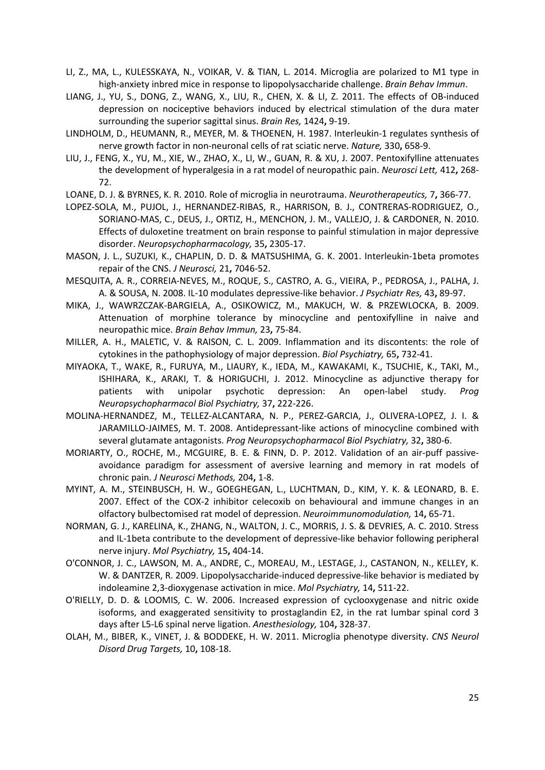LI, Z., MA, L., KULESSKAYA, N., VOIKAR, V. & TIAN, L. 2014. Microglia are polarized to M1 type in high-anxiety inbred mice in response to lipopolysaccharide challenge. *Brain Behav Immun*.

LIANG, J., YU, S., DONG, Z., WANG, X., LIU, R., CHEN, X. & LI, Z. 2011. The effects of OB-induced depression on nociceptive behaviors induced by electrical stimulation of the dura mater surrounding the superior sagittal sinus. *Brain Res,* 1424**,** 9-19.

LINDHOLM, D., HEUMANN, R., MEYER, M. & THOENEN, H. 1987. Interleukin-1 regulates synthesis of nerve growth factor in non-neuronal cells of rat sciatic nerve. *Nature,* 330**,** 658-9.

LIU, J., FENG, X., YU, M., XIE, W., ZHAO, X., LI, W., GUAN, R. & XU, J. 2007. Pentoxifylline attenuates the development of hyperalgesia in a rat model of neuropathic pain. *Neurosci Lett,* 412**,** 268-72.

LOANE, D. J. & BYRNES, K. R. 2010. Role of microglia in neurotrauma. *Neurotherapeutics,* 7**,** 366-77.

LOPEZ-SOLA, M., PUJOL, J., HERNANDEZ-RIBAS, R., HARRISON, B. J., CONTRERAS-RODRIGUEZ, O., SORIANO-MAS, C., DEUS, J., ORTIZ, H., MENCHON, J. M., VALLEJO, J. & CARDONER, N. 2010. Effects of duloxetine treatment on brain response to painful stimulation in major depressive disorder. *Neuropsychopharmacology,* 35**,** 2305-17.

MASON, J. L., SUZUKI, K., CHAPLIN, D. D. & MATSUSHIMA, G. K. 2001. Interleukin-1beta promotes repair of the CNS. *J Neurosci,* 21**,** 7046-52.

MESQUITA, A. R., CORREIA-NEVES, M., ROQUE, S., CASTRO, A. G., VIEIRA, P., PEDROSA, J., PALHA, J. A. & SOUSA, N. 2008. IL-10 modulates depressive-like behavior. *J Psychiatr Res,* 43**,** 89-97.

MIKA, J., WAWRZCZAK-BARGIELA, A., OSIKOWICZ, M., MAKUCH, W. & PRZEWLOCKA, B. 2009. Attenuation of morphine tolerance by minocycline and pentoxifylline in naive and neuropathic mice. *Brain Behav Immun,* 23**,** 75-84.

MILLER, A. H., MALETIC, V. & RAISON, C. L. 2009. Inflammation and its discontents: the role of cytokines in the pathophysiology of major depression. *Biol Psychiatry,* 65**,** 732-41.

MIYAOKA, T., WAKE, R., FURUYA, M., LIAURY, K., IEDA, M., KAWAKAMI, K., TSUCHIE, K., TAKI, M., ISHIHARA, K., ARAKI, T. & HORIGUCHI, J. 2012. Minocycline as adjunctive therapy for patients with unipolar psychotic depression: An open-label study. *Prog Neuropsychopharmacol Biol Psychiatry,* 37**,** 222-226.

MOLINA-HERNANDEZ, M., TELLEZ-ALCANTARA, N. P., PEREZ-GARCIA, J., OLIVERA-LOPEZ, J. I. & JARAMILLO-JAIMES, M. T. 2008. Antidepressant-like actions of minocycline combined with several glutamate antagonists. *Prog Neuropsychopharmacol Biol Psychiatry,* 32**,** 380-6.

MORIARTY, O., ROCHE, M., MCGUIRE, B. E. & FINN, D. P. 2012. Validation of an air-puff passive-avoidance paradigm for assessment of aversive learning and memory in rat models of chronic pain. *J Neurosci Methods,* 204**,** 1-8.

MYINT, A. M., STEINBUSCH, H. W., GOEGHEGAN, L., LUCHTMAN, D., KIM, Y. K. & LEONARD, B. E. 2007. Effect of the COX-2 inhibitor celecoxib on behavioural and immune changes in an olfactory bulbectomised rat model of depression. *Neuroimmunomodulation,* 14**,** 65-71.

NORMAN, G. J., KARELINA, K., ZHANG, N., WALTON, J. C., MORRIS, J. S. & DEVRIES, A. C. 2010. Stress and IL-1beta contribute to the development of depressive-like behavior following peripheral nerve injury. *Mol Psychiatry,* 15**,** 404-14.

O'CONNOR, J. C., LAWSON, M. A., ANDRE, C., MOREAU, M., LESTAGE, J., CASTANON, N., KELLEY, K. W. & DANTZER, R. 2009. Lipopolysaccharide-induced depressive-like behavior is mediated by indoleamine 2,3-dioxygenase activation in mice. *Mol Psychiatry,* 14**,** 511-22.

O'RIELLY, D. D. & LOOMIS, C. W. 2006. Increased expression of cyclooxygenase and nitric oxide isoforms, and exaggerated sensitivity to prostaglandin E2, in the rat lumbar spinal cord 3 days after L5-L6 spinal nerve ligation. *Anesthesiology,* 104**,** 328-37.

OLAH, M., BIBER, K., VINET, J. & BODDEKE, H. W. 2011. Microglia phenotype diversity. *CNS Neurol Disord Drug Targets,* 10**,** 108-18.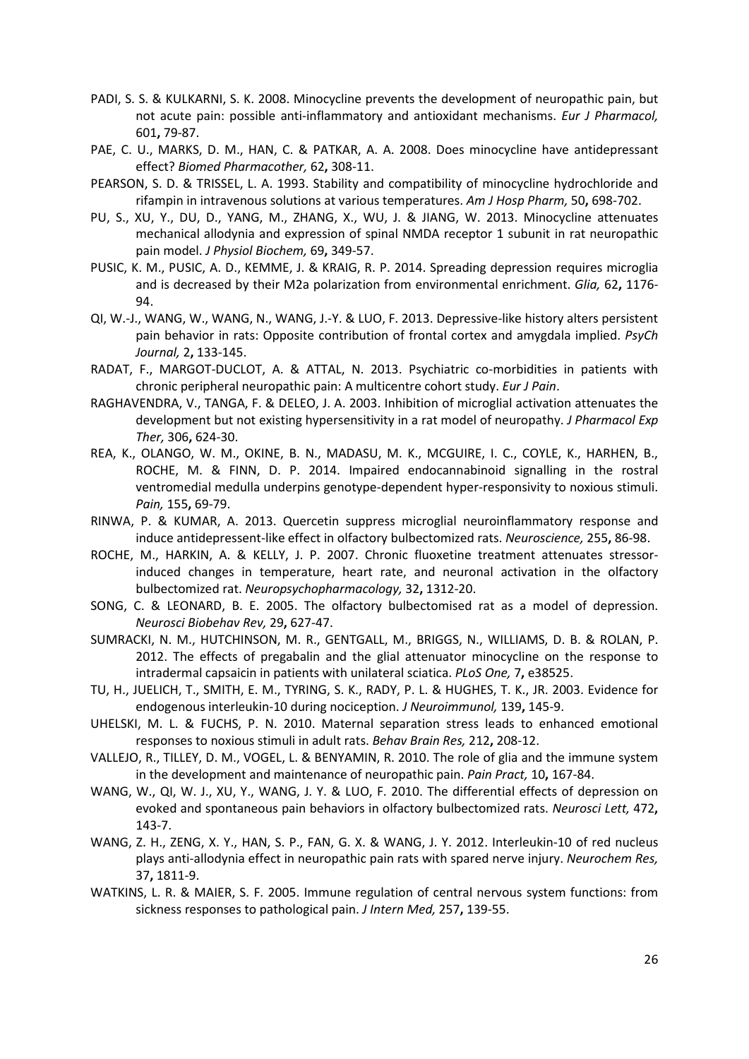PADI, S. S. & KULKARNI, S. K. 2008. Minocycline prevents the development of neuropathic pain, but not acute pain: possible anti-inflammatory and antioxidant mechanisms. *Eur J Pharmacol,* 601**,** 79-87.

PAE, C. U., MARKS, D. M., HAN, C. & PATKAR, A. A. 2008. Does minocycline have antidepressant effect? *Biomed Pharmacother,* 62**,** 308-11.

PEARSON, S. D. & TRISSEL, L. A. 1993. Stability and compatibility of minocycline hydrochloride and rifampin in intravenous solutions at various temperatures. *Am J Hosp Pharm,* 50**,** 698-702.

PU, S., XU, Y., DU, D., YANG, M., ZHANG, X., WU, J. & JIANG, W. 2013. Minocycline attenuates mechanical allodynia and expression of spinal NMDA receptor 1 subunit in rat neuropathic pain model. *J Physiol Biochem,* 69**,** 349-57.

PUSIC, K. M., PUSIC, A. D., KEMME, J. & KRAIG, R. P. 2014. Spreading depression requires microglia and is decreased by their M2a polarization from environmental enrichment. *Glia,* 62**,** 1176-94.

QI, W.-J., WANG, W., WANG, N., WANG, J.-Y. & LUO, F. 2013. Depressive-like history alters persistent pain behavior in rats: Opposite contribution of frontal cortex and amygdala implied. *PsyCh Journal,* 2**,** 133-145.

RADAT, F., MARGOT-DUCLOT, A. & ATTAL, N. 2013. Psychiatric co-morbidities in patients with chronic peripheral neuropathic pain: A multicentre cohort study. *Eur J Pain*.

RAGHAVENDRA, V., TANGA, F. & DELEO, J. A. 2003. Inhibition of microglial activation attenuates the development but not existing hypersensitivity in a rat model of neuropathy. *J Pharmacol Exp Ther,* 306**,** 624-30.

REA, K., OLANGO, W. M., OKINE, B. N., MADASU, M. K., MCGUIRE, I. C., COYLE, K., HARHEN, B., ROCHE, M. & FINN, D. P. 2014. Impaired endocannabinoid signalling in the rostral ventromedial medulla underpins genotype-dependent hyper-responsivity to noxious stimuli. *Pain,* 155**,** 69-79.

RINWA, P. & KUMAR, A. 2013. Quercetin suppress microglial neuroinflammatory response and induce antidepressent-like effect in olfactory bulbectomized rats. *Neuroscience,* 255**,** 86-98.

ROCHE, M., HARKIN, A. & KELLY, J. P. 2007. Chronic fluoxetine treatment attenuates stressor-induced changes in temperature, heart rate, and neuronal activation in the olfactory bulbectomized rat. *Neuropsychopharmacology,* 32**,** 1312-20.

SONG, C. & LEONARD, B. E. 2005. The olfactory bulbectomised rat as a model of depression. *Neurosci Biobehav Rev,* 29**,** 627-47.

SUMRACKI, N. M., HUTCHINSON, M. R., GENTGALL, M., BRIGGS, N., WILLIAMS, D. B. & ROLAN, P. 2012. The effects of pregabalin and the glial attenuator minocycline on the response to intradermal capsaicin in patients with unilateral sciatica. *PLoS One,* 7**,** e38525.

TU, H., JUELICH, T., SMITH, E. M., TYRING, S. K., RADY, P. L. & HUGHES, T. K., JR. 2003. Evidence for endogenous interleukin-10 during nociception. *J Neuroimmunol,* 139**,** 145-9.

UHELSKI, M. L. & FUCHS, P. N. 2010. Maternal separation stress leads to enhanced emotional responses to noxious stimuli in adult rats. *Behav Brain Res,* 212**,** 208-12.

VALLEJO, R., TILLEY, D. M., VOGEL, L. & BENYAMIN, R. 2010. The role of glia and the immune system in the development and maintenance of neuropathic pain. *Pain Pract,* 10**,** 167-84.

WANG, W., QI, W. J., XU, Y., WANG, J. Y. & LUO, F. 2010. The differential effects of depression on evoked and spontaneous pain behaviors in olfactory bulbectomized rats. *Neurosci Lett,* 472**,** 143-7.

WANG, Z. H., ZENG, X. Y., HAN, S. P., FAN, G. X. & WANG, J. Y. 2012. Interleukin-10 of red nucleus plays anti-allodynia effect in neuropathic pain rats with spared nerve injury. *Neurochem Res,* 37**,** 1811-9.

WATKINS, L. R. & MAIER, S. F. 2005. Immune regulation of central nervous system functions: from sickness responses to pathological pain. *J Intern Med,* 257**,** 139-55.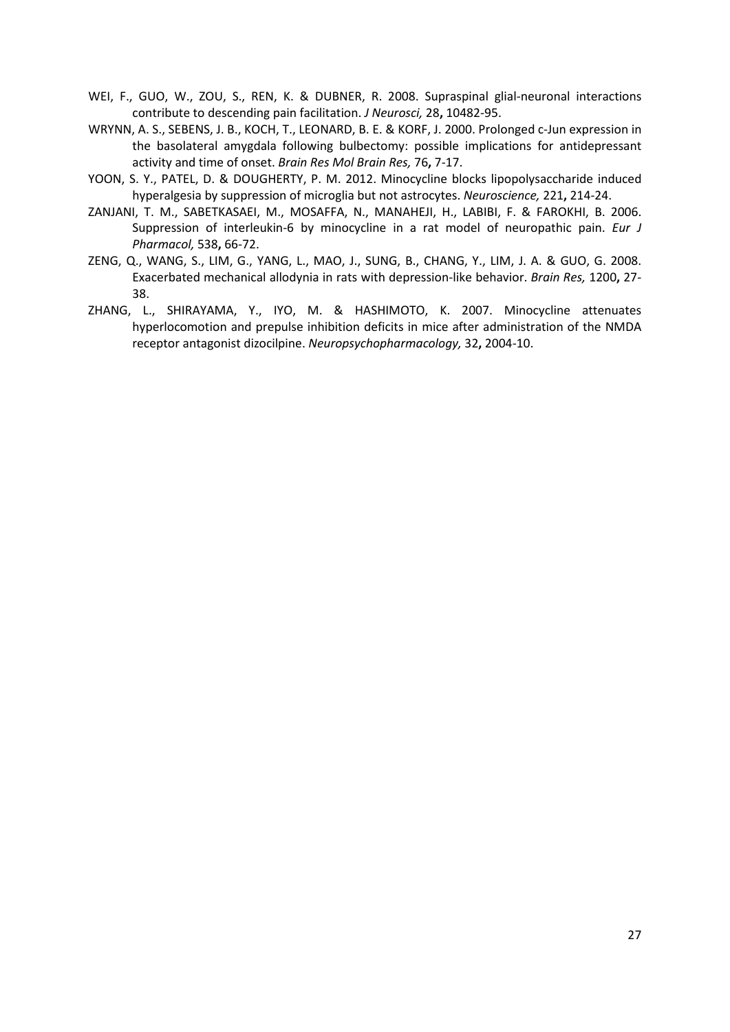WEI, F., GUO, W., ZOU, S., REN, K. & DUBNER, R. 2008. Supraspinal glial-neuronal interactions contribute to descending pain facilitation. *J Neurosci,* 28**,** 10482-95.

WRYNN, A. S., SEBENS, J. B., KOCH, T., LEONARD, B. E. & KORF, J. 2000. Prolonged c-Jun expression in the basolateral amygdala following bulbectomy: possible implications for antidepressant activity and time of onset. *Brain Res Mol Brain Res,* 76**,** 7-17.

YOON, S. Y., PATEL, D. & DOUGHERTY, P. M. 2012. Minocycline blocks lipopolysaccharide induced hyperalgesia by suppression of microglia but not astrocytes. *Neuroscience,* 221**,** 214-24.

ZANJANI, T. M., SABETKASAEI, M., MOSAFFA, N., MANAHEJI, H., LABIBI, F. & FAROKHI, B. 2006. Suppression of interleukin-6 by minocycline in a rat model of neuropathic pain. *Eur J Pharmacol,* 538**,** 66-72.

ZENG, Q., WANG, S., LIM, G., YANG, L., MAO, J., SUNG, B., CHANG, Y., LIM, J. A. & GUO, G. 2008. Exacerbated mechanical allodynia in rats with depression-like behavior. *Brain Res,* 1200**,** 27-38.

ZHANG, L., SHIRAYAMA, Y., IYO, M. & HASHIMOTO, K. 2007. Minocycline attenuates hyperlocomotion and prepulse inhibition deficits in mice after administration of the NMDA receptor antagonist dizocilpine. *Neuropsychopharmacology,* 32**,** 2004-10.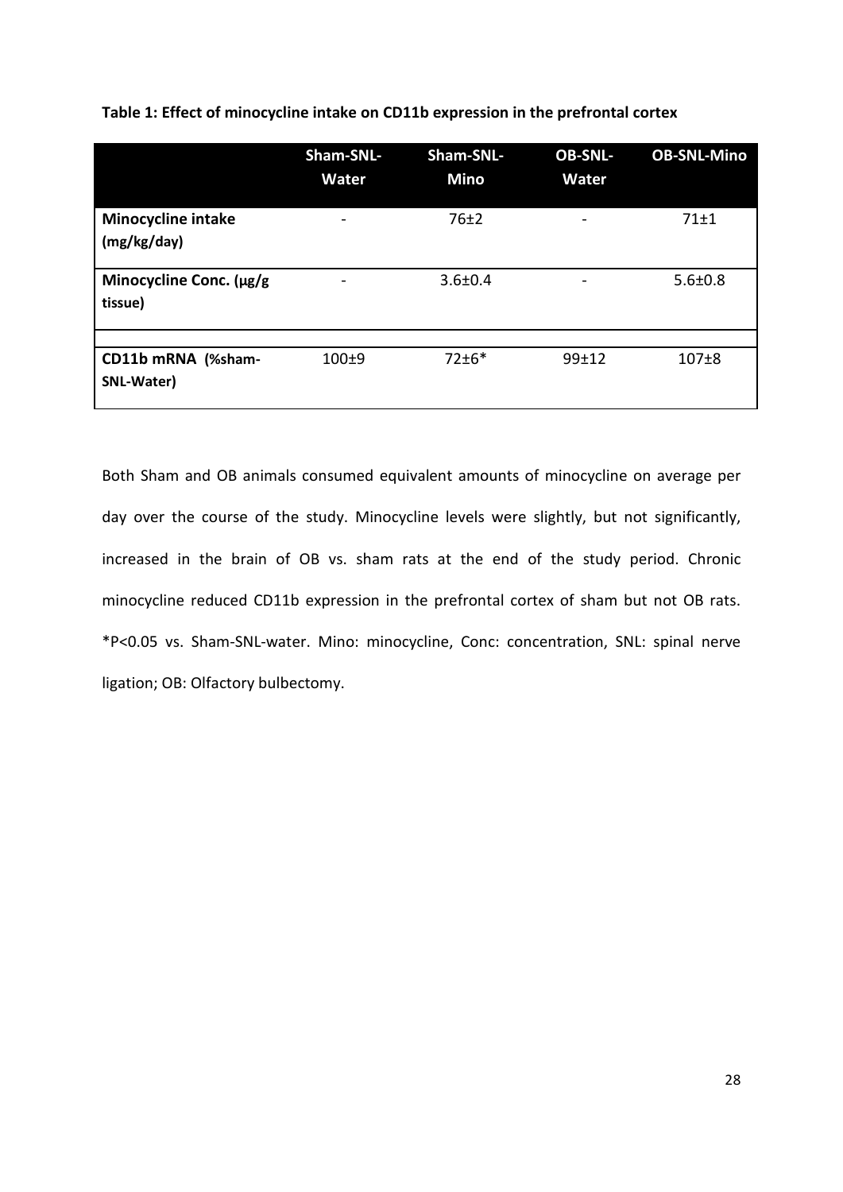**Table 1: Effect of minocycline intake on CD11b expression in the prefrontal cortex**

| | Sham-SNL-Water | Sham-SNL-Mino | OB-SNL-Water | OB-SNL-Mino |
|---|---|---|---|---|
| **Minocycline intake (mg/kg/day)** | - | 76±2 | - | 71±1 |
| **Minocycline Conc. (μg/g tissue)** | - | 3.6±0.4 | - | 5.6±0.8 |
| | | | | |
| **CD11b mRNA (%sham-SNL-Water)** | 100±9 | 72±6* | 99±12 | 107±8 |

Both Sham and OB animals consumed equivalent amounts of minocycline on average per day over the course of the study. Minocycline levels were slightly, but not significantly, increased in the brain of OB vs. sham rats at the end of the study period. Chronic minocycline reduced CD11b expression in the prefrontal cortex of sham but not OB rats. *P<0.05 vs. Sham-SNL-water. Mino: minocycline, Conc: concentration, SNL: spinal nerve ligation; OB: Olfactory bulbectomy.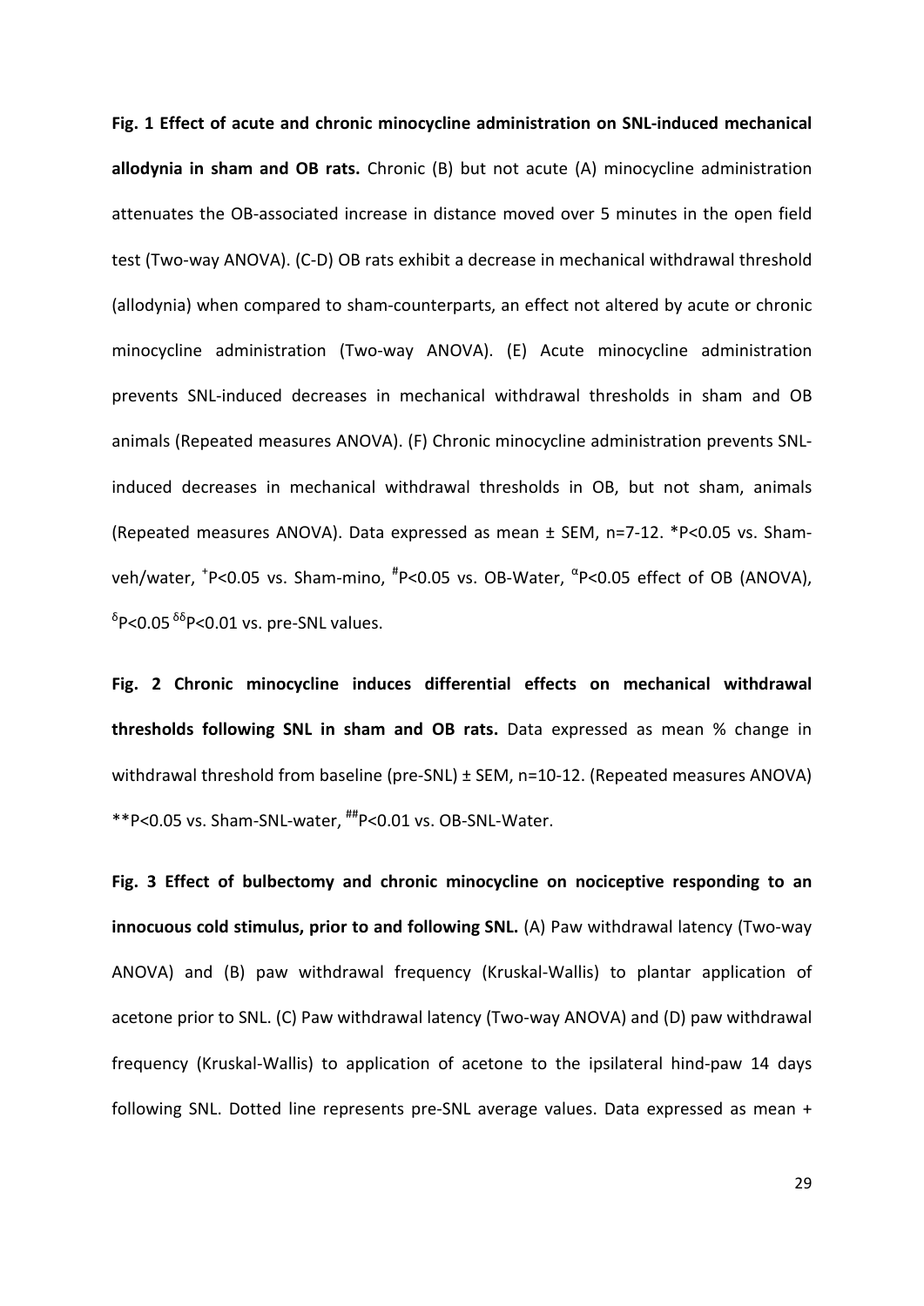**Fig. 1 Effect of acute and chronic minocycline administration on SNL-induced mechanical allodynia in sham and OB rats.** Chronic (B) but not acute (A) minocycline administration attenuates the OB-associated increase in distance moved over 5 minutes in the open field test (Two-way ANOVA). (C-D) OB rats exhibit a decrease in mechanical withdrawal threshold (allodynia) when compared to sham-counterparts, an effect not altered by acute or chronic minocycline administration (Two-way ANOVA). (E) Acute minocycline administration prevents SNL-induced decreases in mechanical withdrawal thresholds in sham and OB animals (Repeated measures ANOVA). (F) Chronic minocycline administration prevents SNL-induced decreases in mechanical withdrawal thresholds in OB, but not sham, animals (Repeated measures ANOVA). Data expressed as mean ± SEM, n=7-12. *P<0.05 vs. Sham-veh/water, $^{+}$P<0.05 vs. Sham-mino, $^{\#}$P<0.05 vs. OB-Water, $^{\alpha}$P<0.05 effect of OB (ANOVA), $^{\delta}$P<0.05 $^{\delta\delta}$P<0.01 vs. pre-SNL values.

**Fig. 2 Chronic minocycline induces differential effects on mechanical withdrawal thresholds following SNL in sham and OB rats.** Data expressed as mean % change in withdrawal threshold from baseline (pre-SNL) ± SEM, n=10-12. (Repeated measures ANOVA) **P<0.05 vs. Sham-SNL-water, $^{\#\#}$P<0.01 vs. OB-SNL-Water.

**Fig. 3 Effect of bulbectomy and chronic minocycline on nociceptive responding to an innocuous cold stimulus, prior to and following SNL.** (A) Paw withdrawal latency (Two-way ANOVA) and (B) paw withdrawal frequency (Kruskal-Wallis) to plantar application of acetone prior to SNL. (C) Paw withdrawal latency (Two-way ANOVA) and (D) paw withdrawal frequency (Kruskal-Wallis) to application of acetone to the ipsilateral hind-paw 14 days following SNL. Dotted line represents pre-SNL average values. Data expressed as mean +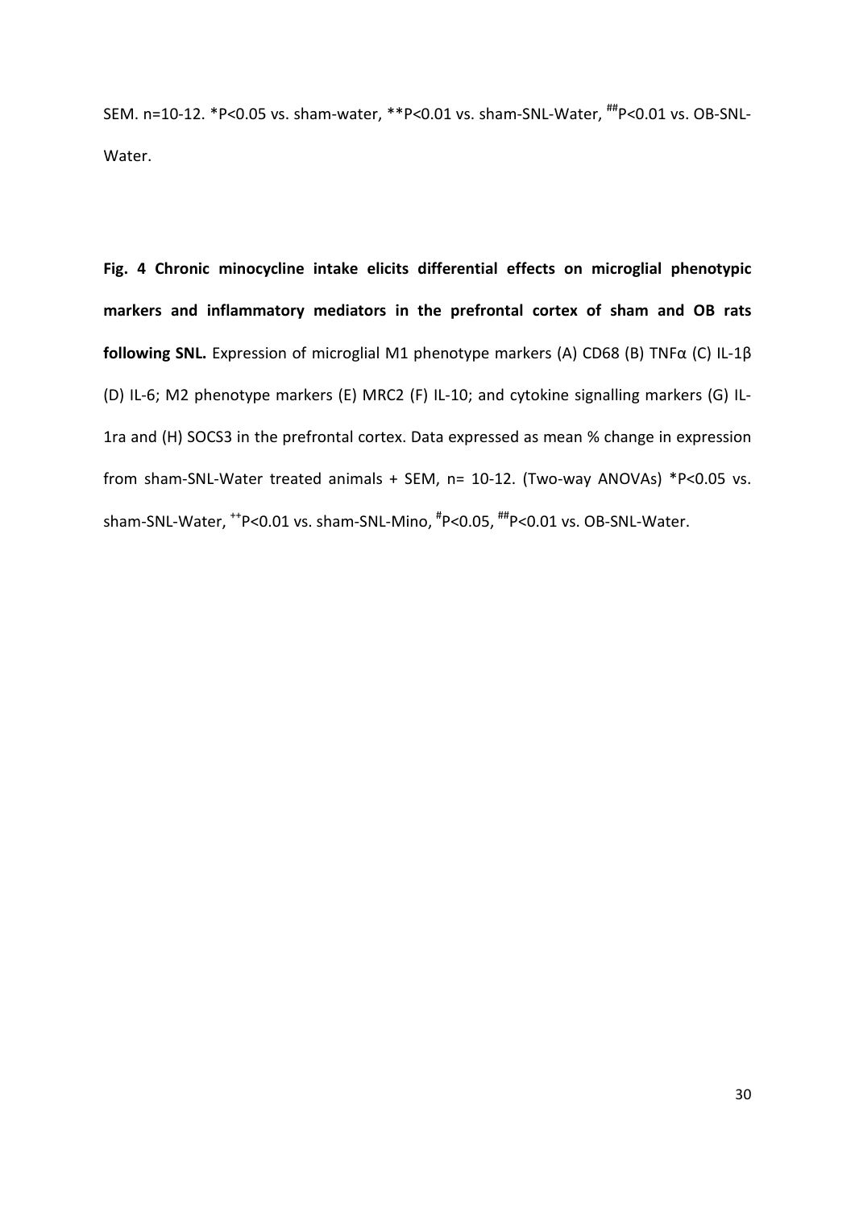SEM. n=10-12. *P<0.05 vs. sham-water, **P<0.01 vs. sham-SNL-Water, ##P<0.01 vs. OB-SNL-Water.

**Fig. 4 Chronic minocycline intake elicits differential effects on microglial phenotypic markers and inflammatory mediators in the prefrontal cortex of sham and OB rats following SNL.** Expression of microglial M1 phenotype markers (A) CD68 (B) TNFα (C) IL-1β (D) IL-6; M2 phenotype markers (E) MRC2 (F) IL-10; and cytokine signalling markers (G) IL-1ra and (H) SOCS3 in the prefrontal cortex. Data expressed as mean % change in expression from sham-SNL-Water treated animals + SEM, n= 10-12. (Two-way ANOVAs) *P<0.05 vs. sham-SNL-Water, ++P<0.01 vs. sham-SNL-Mino, #P<0.05, ##P<0.01 vs. OB-SNL-Water.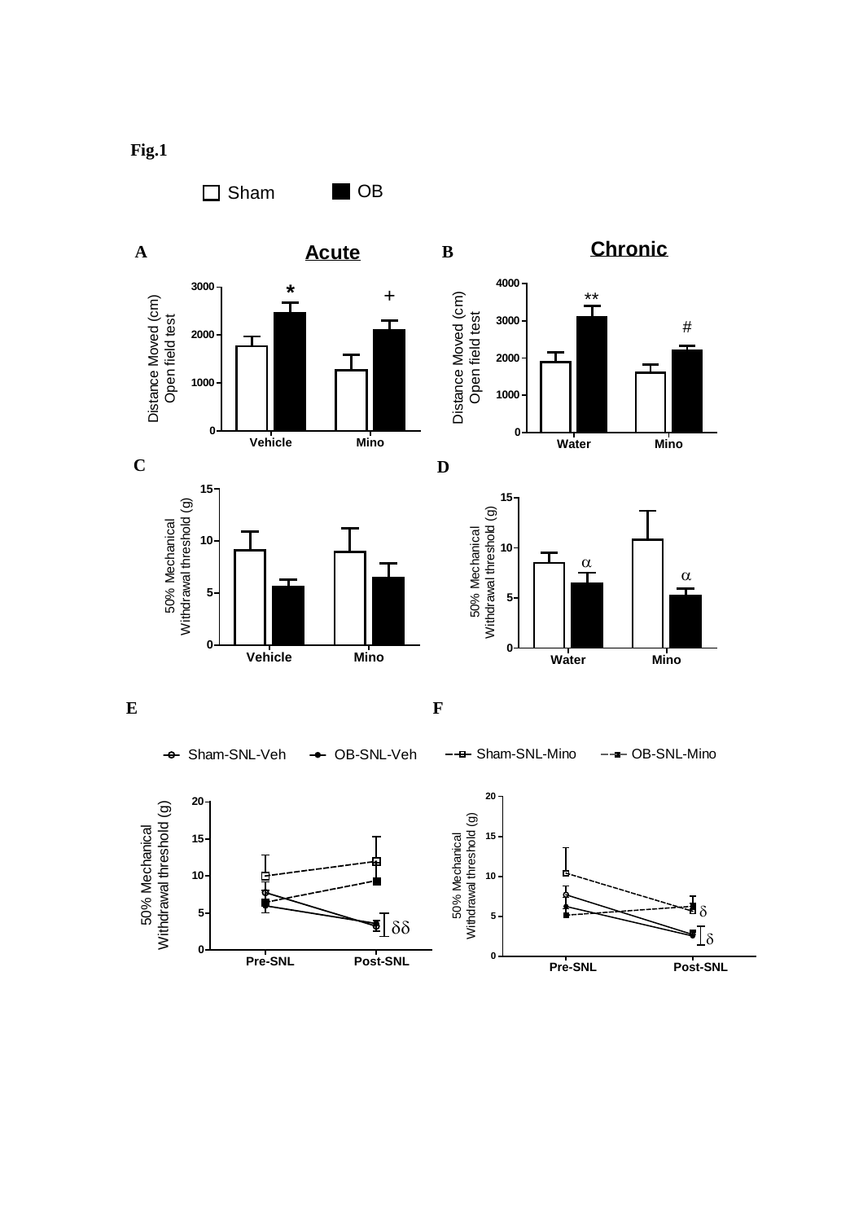**Fig.1**

☐ Sham ■ OB

**A** **Acute**

**B** **Chronic**

Distance Moved (cm) Open field test

Vehicle Mino

Water Mino

**C**

**D**

50% Mechanical Withdrawal threshold (g)

**E**

**F**

Sham-SNL-Veh OB-SNL-Veh Sham-SNL-Mino OB-SNL-Mino

Pre-SNL Post-SNL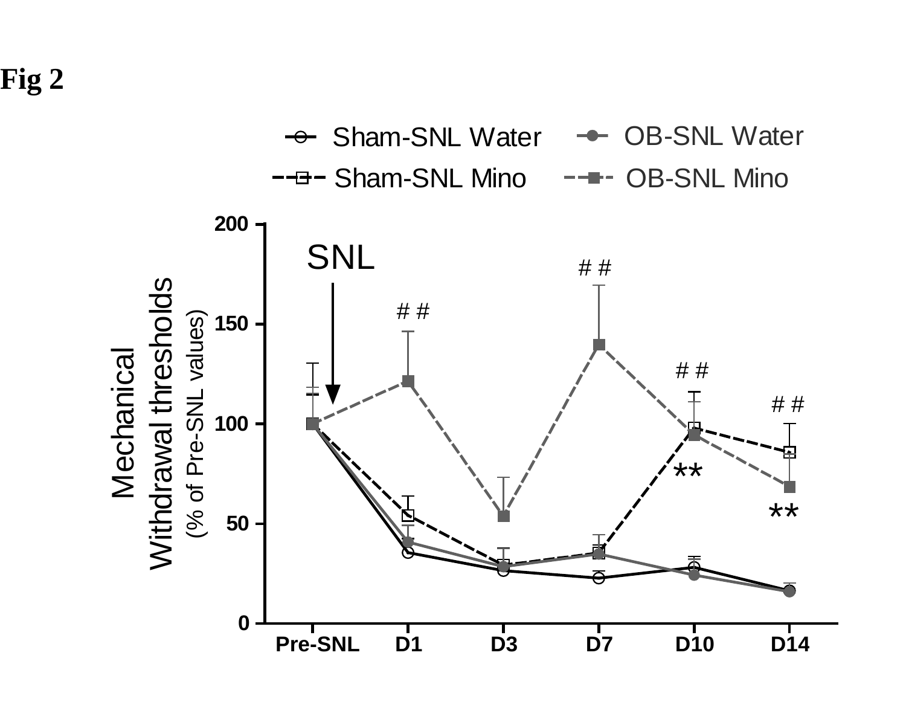**Fig 2**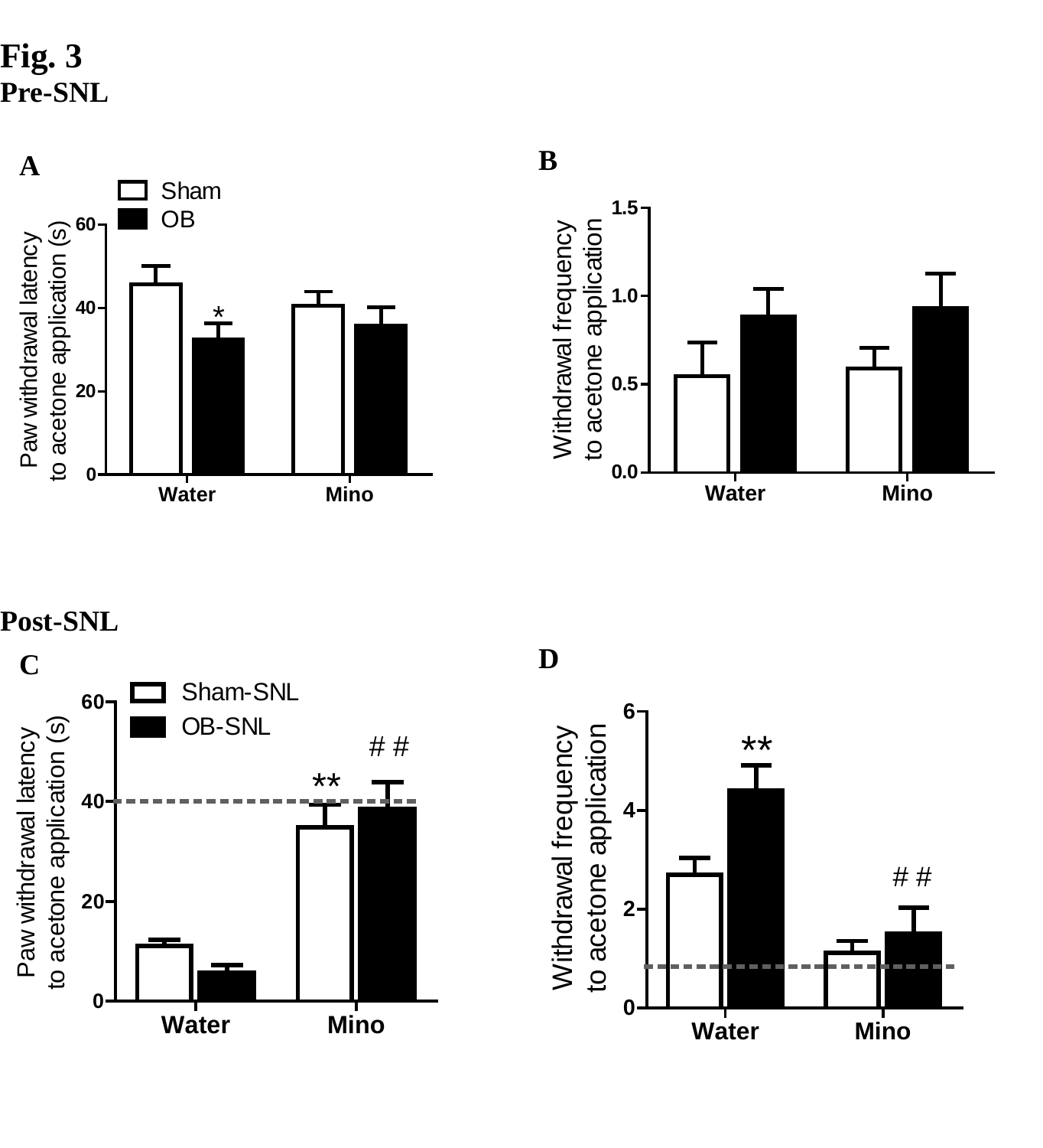**Fig. 3**

**Pre-SNL**

**Post-SNL**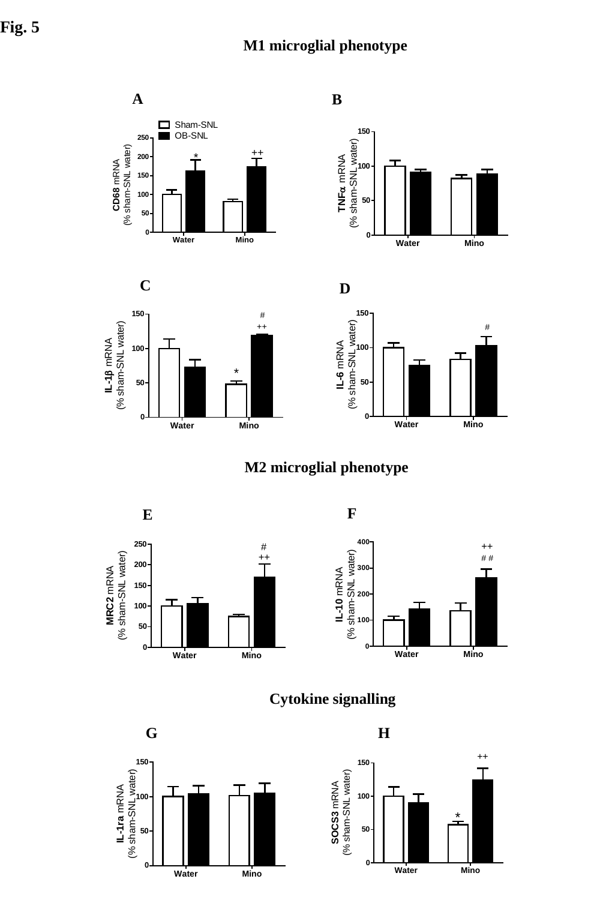**Fig. 5**

## M1 microglial phenotype

A

Sham-SNL
OB-SNL

CD68 mRNA (% sham-SNL water)
250
200
150
100
50
0
Water
Mino
*
++

B

TNFα mRNA (% sham-SNL water)
150
100
50
0
Water
Mino

C

IL-1β mRNA (% sham-SNL water)
150
100
50
0
Water
Mino
*
#
++

D

IL-6 mRNA (% sham-SNL water)
150
100
50
0
Water
Mino
#

## M2 microglial phenotype

E

MRC2 mRNA (% sham-SNL water)
250
200
150
100
50
0
Water
Mino
#
++

F

IL-10 mRNA (% sham-SNL water)
400
300
200
100
0
Water
Mino
++
# #

## Cytokine signalling

G

IL-1ra mRNA (% sham-SNL water)
150
100
50
0
Water
Mino

H

SOCS3 mRNA (% sham-SNL water)
150
100
50
0
Water
Mino
*
++